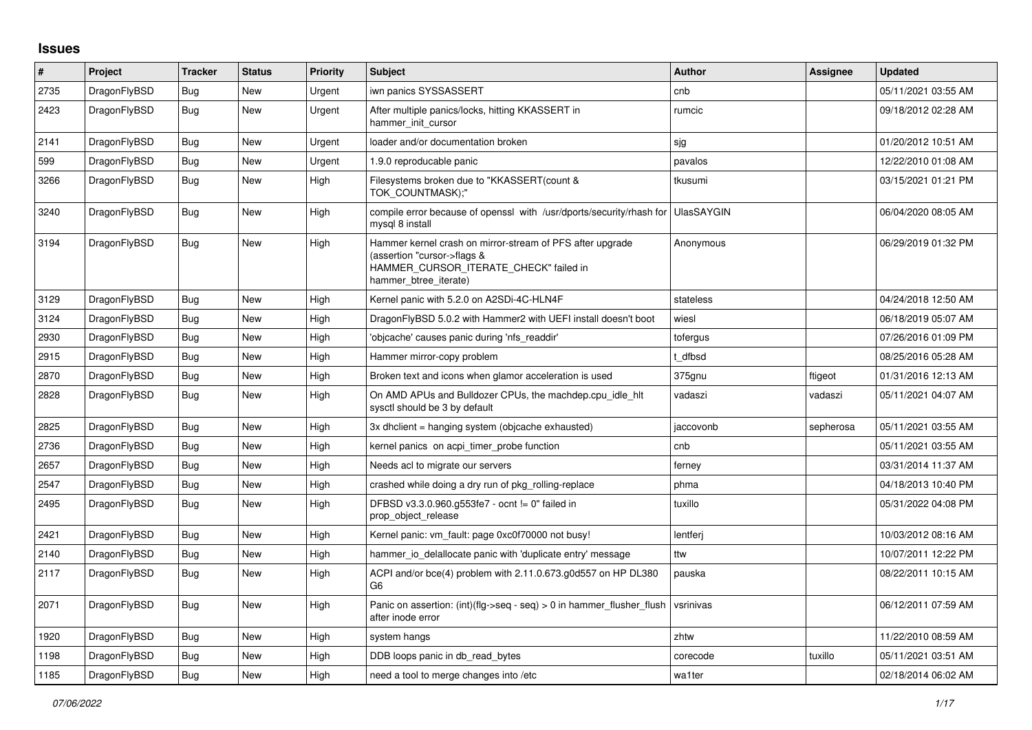# Issues

| # | Project | Tracker | Status | Priority | Subject | Author | Assignee | Updated |
|---|---|---|---|---|---|---|---|---|
| 2735 | DragonFlyBSD | Bug | New | Urgent | iwn panics SYSSASSERT | cnb | | 05/11/2021 03:55 AM |
| 2423 | DragonFlyBSD | Bug | New | Urgent | After multiple panics/locks, hitting KKASSERT in hammer_init_cursor | rumcic | | 09/18/2012 02:28 AM |
| 2141 | DragonFlyBSD | Bug | New | Urgent | loader and/or documentation broken | sjg | | 01/20/2012 10:51 AM |
| 599 | DragonFlyBSD | Bug | New | Urgent | 1.9.0 reproducable panic | pavalos | | 12/22/2010 01:08 AM |
| 3266 | DragonFlyBSD | Bug | New | High | Filesystems broken due to "KKASSERT(count & TOK_COUNTMASK);" | tkusumi | | 03/15/2021 01:21 PM |
| 3240 | DragonFlyBSD | Bug | New | High | compile error because of openssl with /usr/dports/security/rhash for mysql 8 install | UlasSAYGIN | | 06/04/2020 08:05 AM |
| 3194 | DragonFlyBSD | Bug | New | High | Hammer kernel crash on mirror-stream of PFS after upgrade (assertion "cursor->flags & HAMMER_CURSOR_ITERATE_CHECK" failed in hammer_btree_iterate) | Anonymous | | 06/29/2019 01:32 PM |
| 3129 | DragonFlyBSD | Bug | New | High | Kernel panic with 5.2.0 on A2SDi-4C-HLN4F | stateless | | 04/24/2018 12:50 AM |
| 3124 | DragonFlyBSD | Bug | New | High | DragonFlyBSD 5.0.2 with Hammer2 with UEFI install doesn't boot | wiesl | | 06/18/2019 05:07 AM |
| 2930 | DragonFlyBSD | Bug | New | High | 'objcache' causes panic during 'nfs_readdir' | tofergus | | 07/26/2016 01:09 PM |
| 2915 | DragonFlyBSD | Bug | New | High | Hammer mirror-copy problem | t_dfbsd | | 08/25/2016 05:28 AM |
| 2870 | DragonFlyBSD | Bug | New | High | Broken text and icons when glamor acceleration is used | 375gnu | ftigeot | 01/31/2016 12:13 AM |
| 2828 | DragonFlyBSD | Bug | New | High | On AMD APUs and Bulldozer CPUs, the machdep.cpu_idle_hlt sysctl should be 3 by default | vadaszi | vadaszi | 05/11/2021 04:07 AM |
| 2825 | DragonFlyBSD | Bug | New | High | 3x dhclient = hanging system (objcache exhausted) | jaccovonb | sepherosa | 05/11/2021 03:55 AM |
| 2736 | DragonFlyBSD | Bug | New | High | kernel panics on acpi_timer_probe function | cnb | | 05/11/2021 03:55 AM |
| 2657 | DragonFlyBSD | Bug | New | High | Needs acl to migrate our servers | ferney | | 03/31/2014 11:37 AM |
| 2547 | DragonFlyBSD | Bug | New | High | crashed while doing a dry run of pkg_rolling-replace | phma | | 04/18/2013 10:40 PM |
| 2495 | DragonFlyBSD | Bug | New | High | DFBSD v3.3.0.960.g553fe7 - ocnt != 0" failed in prop_object_release | tuxillo | | 05/31/2022 04:08 PM |
| 2421 | DragonFlyBSD | Bug | New | High | Kernel panic: vm_fault: page 0xc0f70000 not busy! | lentferj | | 10/03/2012 08:16 AM |
| 2140 | DragonFlyBSD | Bug | New | High | hammer_io_delallocate panic with 'duplicate entry' message | ttw | | 10/07/2011 12:22 PM |
| 2117 | DragonFlyBSD | Bug | New | High | ACPI and/or bce(4) problem with 2.11.0.673.g0d557 on HP DL380 G6 | pauska | | 08/22/2011 10:15 AM |
| 2071 | DragonFlyBSD | Bug | New | High | Panic on assertion: (int)(flg->seq - seq) > 0 in hammer_flusher_flush after inode error | vsrinivas | | 06/12/2011 07:59 AM |
| 1920 | DragonFlyBSD | Bug | New | High | system hangs | zhtw | | 11/22/2010 08:59 AM |
| 1198 | DragonFlyBSD | Bug | New | High | DDB loops panic in db_read_bytes | corecode | tuxillo | 05/11/2021 03:51 AM |
| 1185 | DragonFlyBSD | Bug | New | High | need a tool to merge changes into /etc | wa1ter | | 02/18/2014 06:02 AM |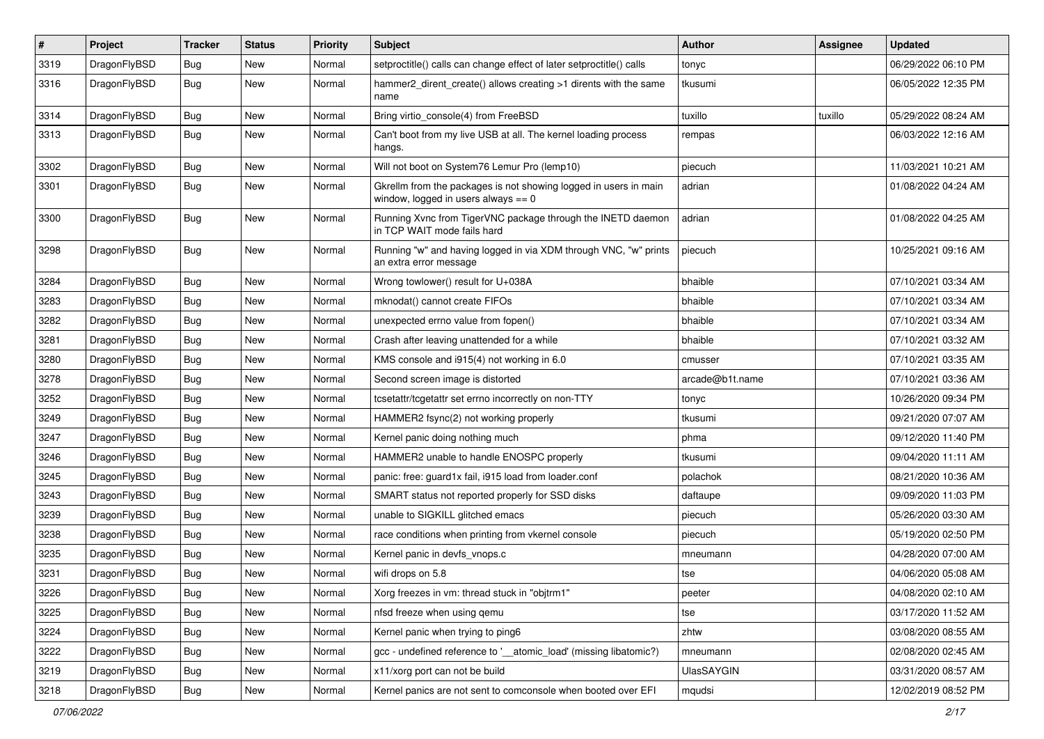| # | Project | Tracker | Status | Priority | Subject | Author | Assignee | Updated |
|---|---|---|---|---|---|---|---|---|
| 3319 | DragonFlyBSD | Bug | New | Normal | setproctitle() calls can change effect of later setproctitle() calls | tonyc | | 06/29/2022 06:10 PM |
| 3316 | DragonFlyBSD | Bug | New | Normal | hammer2_dirent_create() allows creating >1 dirents with the same name | tkusumi | | 06/05/2022 12:35 PM |
| 3314 | DragonFlyBSD | Bug | New | Normal | Bring virtio_console(4) from FreeBSD | tuxillo | tuxillo | 05/29/2022 08:24 AM |
| 3313 | DragonFlyBSD | Bug | New | Normal | Can't boot from my live USB at all. The kernel loading process hangs. | rempas | | 06/03/2022 12:16 AM |
| 3302 | DragonFlyBSD | Bug | New | Normal | Will not boot on System76 Lemur Pro (lemp10) | piecuch | | 11/03/2021 10:21 AM |
| 3301 | DragonFlyBSD | Bug | New | Normal | Gkrellm from the packages is not showing logged in users in main window, logged in users always == 0 | adrian | | 01/08/2022 04:24 AM |
| 3300 | DragonFlyBSD | Bug | New | Normal | Running Xvnc from TigerVNC package through the INETD daemon in TCP WAIT mode fails hard | adrian | | 01/08/2022 04:25 AM |
| 3298 | DragonFlyBSD | Bug | New | Normal | Running "w" and having logged in via XDM through VNC, "w" prints an extra error message | piecuch | | 10/25/2021 09:16 AM |
| 3284 | DragonFlyBSD | Bug | New | Normal | Wrong towlower() result for U+038A | bhaible | | 07/10/2021 03:34 AM |
| 3283 | DragonFlyBSD | Bug | New | Normal | mknodat() cannot create FIFOs | bhaible | | 07/10/2021 03:34 AM |
| 3282 | DragonFlyBSD | Bug | New | Normal | unexpected errno value from fopen() | bhaible | | 07/10/2021 03:34 AM |
| 3281 | DragonFlyBSD | Bug | New | Normal | Crash after leaving unattended for a while | bhaible | | 07/10/2021 03:32 AM |
| 3280 | DragonFlyBSD | Bug | New | Normal | KMS console and i915(4) not working in 6.0 | cmusser | | 07/10/2021 03:35 AM |
| 3278 | DragonFlyBSD | Bug | New | Normal | Second screen image is distorted | arcade@b1t.name | | 07/10/2021 03:36 AM |
| 3252 | DragonFlyBSD | Bug | New | Normal | tcsetattr/tcgetattr set errno incorrectly on non-TTY | tonyc | | 10/26/2020 09:34 PM |
| 3249 | DragonFlyBSD | Bug | New | Normal | HAMMER2 fsync(2) not working properly | tkusumi | | 09/21/2020 07:07 AM |
| 3247 | DragonFlyBSD | Bug | New | Normal | Kernel panic doing nothing much | phma | | 09/12/2020 11:40 PM |
| 3246 | DragonFlyBSD | Bug | New | Normal | HAMMER2 unable to handle ENOSPC properly | tkusumi | | 09/04/2020 11:11 AM |
| 3245 | DragonFlyBSD | Bug | New | Normal | panic: free: guard1x fail, i915 load from loader.conf | polachok | | 08/21/2020 10:36 AM |
| 3243 | DragonFlyBSD | Bug | New | Normal | SMART status not reported properly for SSD disks | daftaupe | | 09/09/2020 11:03 PM |
| 3239 | DragonFlyBSD | Bug | New | Normal | unable to SIGKILL glitched emacs | piecuch | | 05/26/2020 03:30 AM |
| 3238 | DragonFlyBSD | Bug | New | Normal | race conditions when printing from vkernel console | piecuch | | 05/19/2020 02:50 PM |
| 3235 | DragonFlyBSD | Bug | New | Normal | Kernel panic in devfs_vnops.c | mneumann | | 04/28/2020 07:00 AM |
| 3231 | DragonFlyBSD | Bug | New | Normal | wifi drops on 5.8 | tse | | 04/06/2020 05:08 AM |
| 3226 | DragonFlyBSD | Bug | New | Normal | Xorg freezes in vm: thread stuck in "objtrm1" | peeter | | 04/08/2020 02:10 AM |
| 3225 | DragonFlyBSD | Bug | New | Normal | nfsd freeze when using qemu | tse | | 03/17/2020 11:52 AM |
| 3224 | DragonFlyBSD | Bug | New | Normal | Kernel panic when trying to ping6 | zhtw | | 03/08/2020 08:55 AM |
| 3222 | DragonFlyBSD | Bug | New | Normal | gcc - undefined reference to '__atomic_load' (missing libatomic?) | mneumann | | 02/08/2020 02:45 AM |
| 3219 | DragonFlyBSD | Bug | New | Normal | x11/xorg port can not be build | UlasSAYGIN | | 03/31/2020 08:57 AM |
| 3218 | DragonFlyBSD | Bug | New | Normal | Kernel panics are not sent to comconsole when booted over EFI | mqudsi | | 12/02/2019 08:52 PM |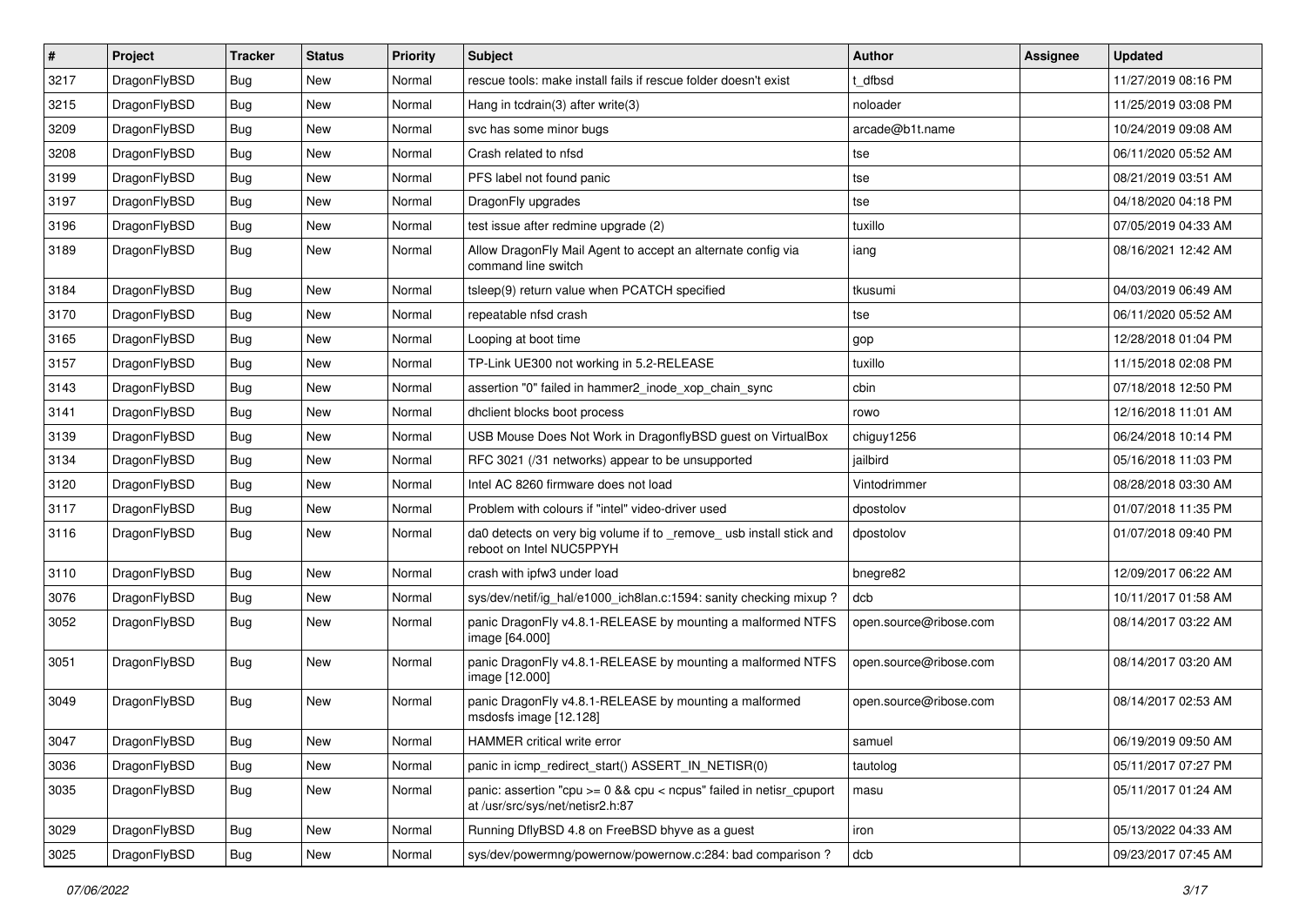| # | Project | Tracker | Status | Priority | Subject | Author | Assignee | Updated |
|---|---|---|---|---|---|---|---|---|
| 3217 | DragonFlyBSD | Bug | New | Normal | rescue tools: make install fails if rescue folder doesn't exist | t_dfbsd | | 11/27/2019 08:16 PM |
| 3215 | DragonFlyBSD | Bug | New | Normal | Hang in tcdrain(3) after write(3) | noloader | | 11/25/2019 03:08 PM |
| 3209 | DragonFlyBSD | Bug | New | Normal | svc has some minor bugs | arcade@b1t.name | | 10/24/2019 09:08 AM |
| 3208 | DragonFlyBSD | Bug | New | Normal | Crash related to nfsd | tse | | 06/11/2020 05:52 AM |
| 3199 | DragonFlyBSD | Bug | New | Normal | PFS label not found panic | tse | | 08/21/2019 03:51 AM |
| 3197 | DragonFlyBSD | Bug | New | Normal | DragonFly upgrades | tse | | 04/18/2020 04:18 PM |
| 3196 | DragonFlyBSD | Bug | New | Normal | test issue after redmine upgrade (2) | tuxillo | | 07/05/2019 04:33 AM |
| 3189 | DragonFlyBSD | Bug | New | Normal | Allow DragonFly Mail Agent to accept an alternate config via command line switch | iang | | 08/16/2021 12:42 AM |
| 3184 | DragonFlyBSD | Bug | New | Normal | tsleep(9) return value when PCATCH specified | tkusumi | | 04/03/2019 06:49 AM |
| 3170 | DragonFlyBSD | Bug | New | Normal | repeatable nfsd crash | tse | | 06/11/2020 05:52 AM |
| 3165 | DragonFlyBSD | Bug | New | Normal | Looping at boot time | gop | | 12/28/2018 01:04 PM |
| 3157 | DragonFlyBSD | Bug | New | Normal | TP-Link UE300 not working in 5.2-RELEASE | tuxillo | | 11/15/2018 02:08 PM |
| 3143 | DragonFlyBSD | Bug | New | Normal | assertion "0" failed in hammer2_inode_xop_chain_sync | cbin | | 07/18/2018 12:50 PM |
| 3141 | DragonFlyBSD | Bug | New | Normal | dhclient blocks boot process | rowo | | 12/16/2018 11:01 AM |
| 3139 | DragonFlyBSD | Bug | New | Normal | USB Mouse Does Not Work in DragonflyBSD guest on VirtualBox | chiguy1256 | | 06/24/2018 10:14 PM |
| 3134 | DragonFlyBSD | Bug | New | Normal | RFC 3021 (/31 networks) appear to be unsupported | jailbird | | 05/16/2018 11:03 PM |
| 3120 | DragonFlyBSD | Bug | New | Normal | Intel AC 8260 firmware does not load | Vintodrimmer | | 08/28/2018 03:30 AM |
| 3117 | DragonFlyBSD | Bug | New | Normal | Problem with colours if "intel" video-driver used | dpostolov | | 01/07/2018 11:35 PM |
| 3116 | DragonFlyBSD | Bug | New | Normal | da0 detects on very big volume if to _remove_ usb install stick and reboot on Intel NUC5PPYH | dpostolov | | 01/07/2018 09:40 PM |
| 3110 | DragonFlyBSD | Bug | New | Normal | crash with ipfw3 under load | bnegre82 | | 12/09/2017 06:22 AM |
| 3076 | DragonFlyBSD | Bug | New | Normal | sys/dev/netif/ig_hal/e1000_ich8lan.c:1594: sanity checking mixup ? | dcb | | 10/11/2017 01:58 AM |
| 3052 | DragonFlyBSD | Bug | New | Normal | panic DragonFly v4.8.1-RELEASE by mounting a malformed NTFS image [64.000] | open.source@ribose.com | | 08/14/2017 03:22 AM |
| 3051 | DragonFlyBSD | Bug | New | Normal | panic DragonFly v4.8.1-RELEASE by mounting a malformed NTFS image [12.000] | open.source@ribose.com | | 08/14/2017 03:20 AM |
| 3049 | DragonFlyBSD | Bug | New | Normal | panic DragonFly v4.8.1-RELEASE by mounting a malformed msdosfs image [12.128] | open.source@ribose.com | | 08/14/2017 02:53 AM |
| 3047 | DragonFlyBSD | Bug | New | Normal | HAMMER critical write error | samuel | | 06/19/2019 09:50 AM |
| 3036 | DragonFlyBSD | Bug | New | Normal | panic in icmp_redirect_start() ASSERT_IN_NETISR(0) | tautolog | | 05/11/2017 07:27 PM |
| 3035 | DragonFlyBSD | Bug | New | Normal | panic: assertion "cpu >= 0 && cpu < ncpus" failed in netisr_cpuport at /usr/src/sys/net/netisr2.h:87 | masu | | 05/11/2017 01:24 AM |
| 3029 | DragonFlyBSD | Bug | New | Normal | Running DflyBSD 4.8 on FreeBSD bhyve as a guest | iron | | 05/13/2022 04:33 AM |
| 3025 | DragonFlyBSD | Bug | New | Normal | sys/dev/powermng/powernow/powernow.c:284: bad comparison ? | dcb | | 09/23/2017 07:45 AM |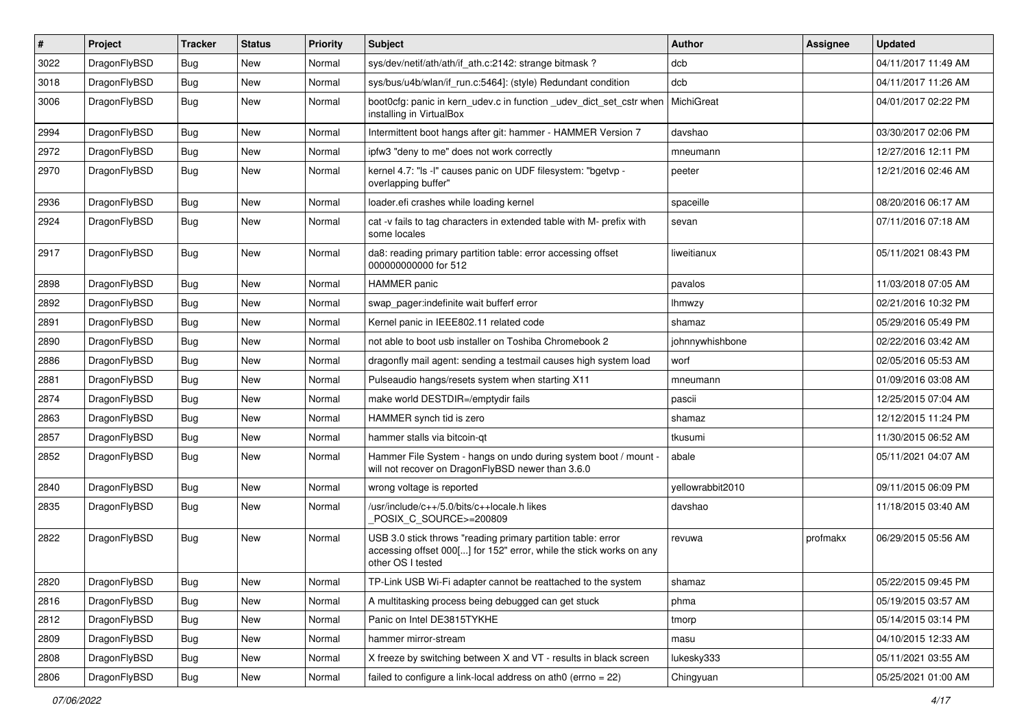| # | Project | Tracker | Status | Priority | Subject | Author | Assignee | Updated |
|---|---|---|---|---|---|---|---|---|
| 3022 | DragonFlyBSD | Bug | New | Normal | sys/dev/netif/ath/ath/if_ath.c:2142: strange bitmask ? | dcb | | 04/11/2017 11:49 AM |
| 3018 | DragonFlyBSD | Bug | New | Normal | sys/bus/u4b/wlan/if_run.c:5464]: (style) Redundant condition | dcb | | 04/11/2017 11:26 AM |
| 3006 | DragonFlyBSD | Bug | New | Normal | boot0cfg: panic in kern_udev.c in function _udev_dict_set_cstr when installing in VirtualBox | MichiGreat | | 04/01/2017 02:22 PM |
| 2994 | DragonFlyBSD | Bug | New | Normal | Intermittent boot hangs after git: hammer - HAMMER Version 7 | davshao | | 03/30/2017 02:06 PM |
| 2972 | DragonFlyBSD | Bug | New | Normal | ipfw3 "deny to me" does not work correctly | mneumann | | 12/27/2016 12:11 PM |
| 2970 | DragonFlyBSD | Bug | New | Normal | kernel 4.7: "ls -l" causes panic on UDF filesystem: "bgetvp - overlapping buffer" | peeter | | 12/21/2016 02:46 AM |
| 2936 | DragonFlyBSD | Bug | New | Normal | loader.efi crashes while loading kernel | spaceille | | 08/20/2016 06:17 AM |
| 2924 | DragonFlyBSD | Bug | New | Normal | cat -v fails to tag characters in extended table with M- prefix with some locales | sevan | | 07/11/2016 07:18 AM |
| 2917 | DragonFlyBSD | Bug | New | Normal | da8: reading primary partition table: error accessing offset 000000000000 for 512 | liweitianux | | 05/11/2021 08:43 PM |
| 2898 | DragonFlyBSD | Bug | New | Normal | HAMMER panic | pavalos | | 11/03/2018 07:05 AM |
| 2892 | DragonFlyBSD | Bug | New | Normal | swap_pager:indefinite wait bufferf error | lhmwzy | | 02/21/2016 10:32 PM |
| 2891 | DragonFlyBSD | Bug | New | Normal | Kernel panic in IEEE802.11 related code | shamaz | | 05/29/2016 05:49 PM |
| 2890 | DragonFlyBSD | Bug | New | Normal | not able to boot usb installer on Toshiba Chromebook 2 | johnnywhishbone | | 02/22/2016 03:42 AM |
| 2886 | DragonFlyBSD | Bug | New | Normal | dragonfly mail agent: sending a testmail causes high system load | worf | | 02/05/2016 05:53 AM |
| 2881 | DragonFlyBSD | Bug | New | Normal | Pulseaudio hangs/resets system when starting X11 | mneumann | | 01/09/2016 03:08 AM |
| 2874 | DragonFlyBSD | Bug | New | Normal | make world DESTDIR=/emptydir fails | pascii | | 12/25/2015 07:04 AM |
| 2863 | DragonFlyBSD | Bug | New | Normal | HAMMER synch tid is zero | shamaz | | 12/12/2015 11:24 PM |
| 2857 | DragonFlyBSD | Bug | New | Normal | hammer stalls via bitcoin-qt | tkusumi | | 11/30/2015 06:52 AM |
| 2852 | DragonFlyBSD | Bug | New | Normal | Hammer File System - hangs on undo during system boot / mount - will not recover on DragonFlyBSD newer than 3.6.0 | abale | | 05/11/2021 04:07 AM |
| 2840 | DragonFlyBSD | Bug | New | Normal | wrong voltage is reported | yellowrabbit2010 | | 09/11/2015 06:09 PM |
| 2835 | DragonFlyBSD | Bug | New | Normal | /usr/include/c++/5.0/bits/c++locale.h likes _POSIX_C_SOURCE>=200809 | davshao | | 11/18/2015 03:40 AM |
| 2822 | DragonFlyBSD | Bug | New | Normal | USB 3.0 stick throws "reading primary partition table: error accessing offset 000[...] for 152" error, while the stick works on any other OS I tested | revuwa | profmakx | 06/29/2015 05:56 AM |
| 2820 | DragonFlyBSD | Bug | New | Normal | TP-Link USB Wi-Fi adapter cannot be reattached to the system | shamaz | | 05/22/2015 09:45 PM |
| 2816 | DragonFlyBSD | Bug | New | Normal | A multitasking process being debugged can get stuck | phma | | 05/19/2015 03:57 AM |
| 2812 | DragonFlyBSD | Bug | New | Normal | Panic on Intel DE3815TYKHE | tmorp | | 05/14/2015 03:14 PM |
| 2809 | DragonFlyBSD | Bug | New | Normal | hammer mirror-stream | masu | | 04/10/2015 12:33 AM |
| 2808 | DragonFlyBSD | Bug | New | Normal | X freeze by switching between X and VT - results in black screen | lukesky333 | | 05/11/2021 03:55 AM |
| 2806 | DragonFlyBSD | Bug | New | Normal | failed to configure a link-local address on ath0 (errno = 22) | Chingyuan | | 05/25/2021 01:00 AM |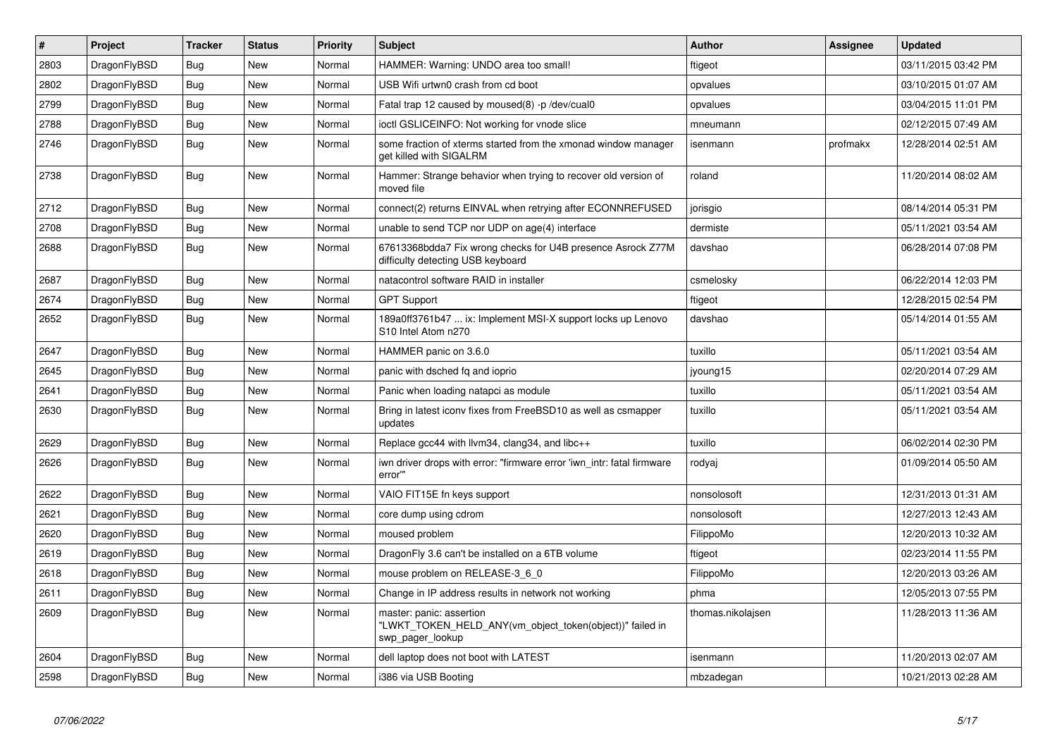| # | Project | Tracker | Status | Priority | Subject | Author | Assignee | Updated |
|---|---|---|---|---|---|---|---|---|
| 2803 | DragonFlyBSD | Bug | New | Normal | HAMMER: Warning: UNDO area too small! | ftigeot | | 03/11/2015 03:42 PM |
| 2802 | DragonFlyBSD | Bug | New | Normal | USB Wifi urtwn0 crash from cd boot | opvalues | | 03/10/2015 01:07 AM |
| 2799 | DragonFlyBSD | Bug | New | Normal | Fatal trap 12 caused by moused(8) -p /dev/cual0 | opvalues | | 03/04/2015 11:01 PM |
| 2788 | DragonFlyBSD | Bug | New | Normal | ioctl GSLICEINFO: Not working for vnode slice | mneumann | | 02/12/2015 07:49 AM |
| 2746 | DragonFlyBSD | Bug | New | Normal | some fraction of xterms started from the xmonad window manager get killed with SIGALRM | isenmann | profmakx | 12/28/2014 02:51 AM |
| 2738 | DragonFlyBSD | Bug | New | Normal | Hammer: Strange behavior when trying to recover old version of moved file | roland | | 11/20/2014 08:02 AM |
| 2712 | DragonFlyBSD | Bug | New | Normal | connect(2) returns EINVAL when retrying after ECONNREFUSED | jorisgio | | 08/14/2014 05:31 PM |
| 2708 | DragonFlyBSD | Bug | New | Normal | unable to send TCP nor UDP on age(4) interface | dermiste | | 05/11/2021 03:54 AM |
| 2688 | DragonFlyBSD | Bug | New | Normal | 67613368bdda7 Fix wrong checks for U4B presence Asrock Z77M difficulty detecting USB keyboard | davshao | | 06/28/2014 07:08 PM |
| 2687 | DragonFlyBSD | Bug | New | Normal | natacontrol software RAID in installer | csmelosky | | 06/22/2014 12:03 PM |
| 2674 | DragonFlyBSD | Bug | New | Normal | GPT Support | ftigeot | | 12/28/2015 02:54 PM |
| 2652 | DragonFlyBSD | Bug | New | Normal | 189a0ff3761b47 ... ix: Implement MSI-X support locks up Lenovo S10 Intel Atom n270 | davshao | | 05/14/2014 01:55 AM |
| 2647 | DragonFlyBSD | Bug | New | Normal | HAMMER panic on 3.6.0 | tuxillo | | 05/11/2021 03:54 AM |
| 2645 | DragonFlyBSD | Bug | New | Normal | panic with dsched fq and ioprio | jyoung15 | | 02/20/2014 07:29 AM |
| 2641 | DragonFlyBSD | Bug | New | Normal | Panic when loading natapci as module | tuxillo | | 05/11/2021 03:54 AM |
| 2630 | DragonFlyBSD | Bug | New | Normal | Bring in latest iconv fixes from FreeBSD10 as well as csmapper updates | tuxillo | | 05/11/2021 03:54 AM |
| 2629 | DragonFlyBSD | Bug | New | Normal | Replace gcc44 with llvm34, clang34, and libc++ | tuxillo | | 06/02/2014 02:30 PM |
| 2626 | DragonFlyBSD | Bug | New | Normal | iwn driver drops with error: "firmware error 'iwn_intr: fatal firmware error'" | rodyaj | | 01/09/2014 05:50 AM |
| 2622 | DragonFlyBSD | Bug | New | Normal | VAIO FIT15E fn keys support | nonsolosoft | | 12/31/2013 01:31 AM |
| 2621 | DragonFlyBSD | Bug | New | Normal | core dump using cdrom | nonsolosoft | | 12/27/2013 12:43 AM |
| 2620 | DragonFlyBSD | Bug | New | Normal | moused problem | FilippoMo | | 12/20/2013 10:32 AM |
| 2619 | DragonFlyBSD | Bug | New | Normal | DragonFly 3.6 can't be installed on a 6TB volume | ftigeot | | 02/23/2014 11:55 PM |
| 2618 | DragonFlyBSD | Bug | New | Normal | mouse problem on RELEASE-3_6_0 | FilippoMo | | 12/20/2013 03:26 AM |
| 2611 | DragonFlyBSD | Bug | New | Normal | Change in IP address results in network not working | phma | | 12/05/2013 07:55 PM |
| 2609 | DragonFlyBSD | Bug | New | Normal | master: panic: assertion "LWKT_TOKEN_HELD_ANY(vm_object_token(object))" failed in swp_pager_lookup | thomas.nikolajsen | | 11/28/2013 11:36 AM |
| 2604 | DragonFlyBSD | Bug | New | Normal | dell laptop does not boot with LATEST | isenmann | | 11/20/2013 02:07 AM |
| 2598 | DragonFlyBSD | Bug | New | Normal | i386 via USB Booting | mbzadegan | | 10/21/2013 02:28 AM |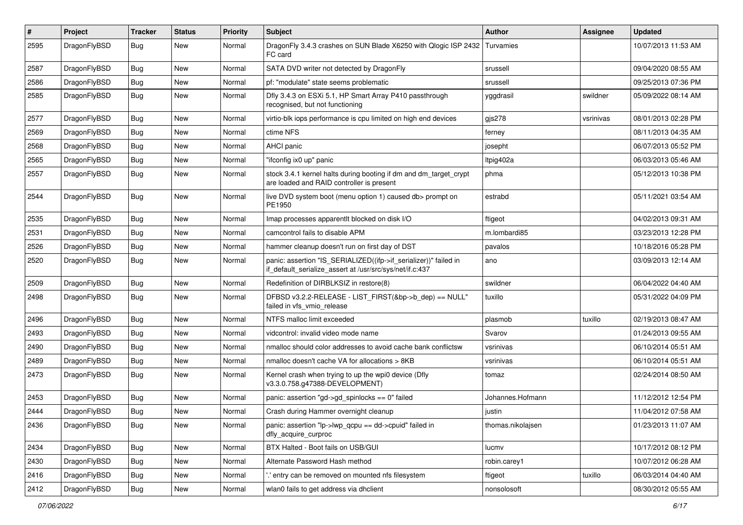| # | Project | Tracker | Status | Priority | Subject | Author | Assignee | Updated |
|---|---|---|---|---|---|---|---|---|
| 2595 | DragonFlyBSD | Bug | New | Normal | DragonFly 3.4.3 crashes on SUN Blade X6250 with Qlogic ISP 2432 FC card | Turvamies | | 10/07/2013 11:53 AM |
| 2587 | DragonFlyBSD | Bug | New | Normal | SATA DVD writer not detected by DragonFly | srussell | | 09/04/2020 08:55 AM |
| 2586 | DragonFlyBSD | Bug | New | Normal | pf: "modulate" state seems problematic | srussell | | 09/25/2013 07:36 PM |
| 2585 | DragonFlyBSD | Bug | New | Normal | Dfly 3.4.3 on ESXi 5.1, HP Smart Array P410 passthrough recognised, but not functioning | yggdrasil | swildner | 05/09/2022 08:14 AM |
| 2577 | DragonFlyBSD | Bug | New | Normal | virtio-blk iops performance is cpu limited on high end devices | gjs278 | vsrinivas | 08/01/2013 02:28 PM |
| 2569 | DragonFlyBSD | Bug | New | Normal | ctime NFS | ferney | | 08/11/2013 04:35 AM |
| 2568 | DragonFlyBSD | Bug | New | Normal | AHCI panic | josepht | | 06/07/2013 05:52 PM |
| 2565 | DragonFlyBSD | Bug | New | Normal | "ifconfig ix0 up" panic | ltpig402a | | 06/03/2013 05:46 AM |
| 2557 | DragonFlyBSD | Bug | New | Normal | stock 3.4.1 kernel halts during booting if dm and dm_target_crypt are loaded and RAID controller is present | phma | | 05/12/2013 10:38 PM |
| 2544 | DragonFlyBSD | Bug | New | Normal | live DVD system boot (menu option 1) caused db> prompt on PE1950 | estrabd | | 05/11/2021 03:54 AM |
| 2535 | DragonFlyBSD | Bug | New | Normal | Imap processes apparentlt blocked on disk I/O | ftigeot | | 04/02/2013 09:31 AM |
| 2531 | DragonFlyBSD | Bug | New | Normal | camcontrol fails to disable APM | m.lombardi85 | | 03/23/2013 12:28 PM |
| 2526 | DragonFlyBSD | Bug | New | Normal | hammer cleanup doesn't run on first day of DST | pavalos | | 10/18/2016 05:28 PM |
| 2520 | DragonFlyBSD | Bug | New | Normal | panic: assertion "IS_SERIALIZED((ifp->if_serializer))" failed in if_default_serialize_assert at /usr/src/sys/net/if.c:437 | ano | | 03/09/2013 12:14 AM |
| 2509 | DragonFlyBSD | Bug | New | Normal | Redefinition of DIRBLKSIZ in restore(8) | swildner | | 06/04/2022 04:40 AM |
| 2498 | DragonFlyBSD | Bug | New | Normal | DFBSD v3.2.2-RELEASE - LIST_FIRST(&bp->b_dep) == NULL" failed in vfs_vmio_release | tuxillo | | 05/31/2022 04:09 PM |
| 2496 | DragonFlyBSD | Bug | New | Normal | NTFS malloc limit exceeded | plasmob | tuxillo | 02/19/2013 08:47 AM |
| 2493 | DragonFlyBSD | Bug | New | Normal | vidcontrol: invalid video mode name | Svarov | | 01/24/2013 09:55 AM |
| 2490 | DragonFlyBSD | Bug | New | Normal | nmalloc should color addresses to avoid cache bank conflictsw | vsrinivas | | 06/10/2014 05:51 AM |
| 2489 | DragonFlyBSD | Bug | New | Normal | nmalloc doesn't cache VA for allocations > 8KB | vsrinivas | | 06/10/2014 05:51 AM |
| 2473 | DragonFlyBSD | Bug | New | Normal | Kernel crash when trying to up the wpi0 device (Dfly v3.3.0.758.g47388-DEVELOPMENT) | tomaz | | 02/24/2014 08:50 AM |
| 2453 | DragonFlyBSD | Bug | New | Normal | panic: assertion "gd->gd_spinlocks == 0" failed | Johannes.Hofmann | | 11/12/2012 12:54 PM |
| 2444 | DragonFlyBSD | Bug | New | Normal | Crash during Hammer overnight cleanup | justin | | 11/04/2012 07:58 AM |
| 2436 | DragonFlyBSD | Bug | New | Normal | panic: assertion "lp->lwp_qcpu == dd->cpuid" failed in dfly_acquire_curproc | thomas.nikolajsen | | 01/23/2013 11:07 AM |
| 2434 | DragonFlyBSD | Bug | New | Normal | BTX Halted - Boot fails on USB/GUI | lucmv | | 10/17/2012 08:12 PM |
| 2430 | DragonFlyBSD | Bug | New | Normal | Alternate Password Hash method | robin.carey1 | | 10/07/2012 06:28 AM |
| 2416 | DragonFlyBSD | Bug | New | Normal | '.' entry can be removed on mounted nfs filesystem | ftigeot | tuxillo | 06/03/2014 04:40 AM |
| 2412 | DragonFlyBSD | Bug | New | Normal | wlan0 fails to get address via dhclient | nonsolosoft | | 08/30/2012 05:55 AM |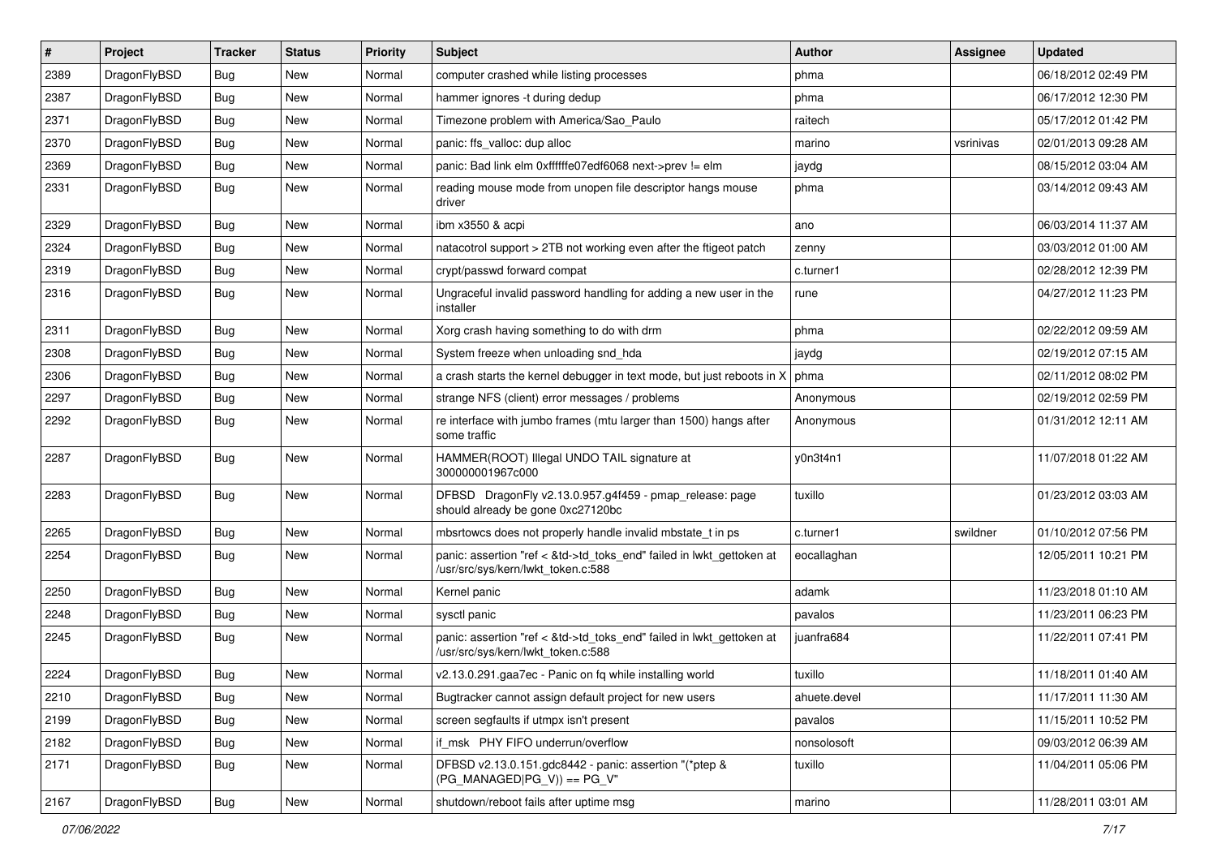| # | Project | Tracker | Status | Priority | Subject | Author | Assignee | Updated |
|---|---|---|---|---|---|---|---|---|
| 2389 | DragonFlyBSD | Bug | New | Normal | computer crashed while listing processes | phma | | 06/18/2012 02:49 PM |
| 2387 | DragonFlyBSD | Bug | New | Normal | hammer ignores -t during dedup | phma | | 06/17/2012 12:30 PM |
| 2371 | DragonFlyBSD | Bug | New | Normal | Timezone problem with America/Sao_Paulo | raitech | | 05/17/2012 01:42 PM |
| 2370 | DragonFlyBSD | Bug | New | Normal | panic: ffs_valloc: dup alloc | marino | vsrinivas | 02/01/2013 09:28 AM |
| 2369 | DragonFlyBSD | Bug | New | Normal | panic: Bad link elm 0xffffffe07edf6068 next->prev != elm | jaydg | | 08/15/2012 03:04 AM |
| 2331 | DragonFlyBSD | Bug | New | Normal | reading mouse mode from unopen file descriptor hangs mouse driver | phma | | 03/14/2012 09:43 AM |
| 2329 | DragonFlyBSD | Bug | New | Normal | ibm x3550 & acpi | ano | | 06/03/2014 11:37 AM |
| 2324 | DragonFlyBSD | Bug | New | Normal | natacotrol support > 2TB not working even after the ftigeot patch | zenny | | 03/03/2012 01:00 AM |
| 2319 | DragonFlyBSD | Bug | New | Normal | crypt/passwd forward compat | c.turner1 | | 02/28/2012 12:39 PM |
| 2316 | DragonFlyBSD | Bug | New | Normal | Ungraceful invalid password handling for adding a new user in the installer | rune | | 04/27/2012 11:23 PM |
| 2311 | DragonFlyBSD | Bug | New | Normal | Xorg crash having something to do with drm | phma | | 02/22/2012 09:59 AM |
| 2308 | DragonFlyBSD | Bug | New | Normal | System freeze when unloading snd_hda | jaydg | | 02/19/2012 07:15 AM |
| 2306 | DragonFlyBSD | Bug | New | Normal | a crash starts the kernel debugger in text mode, but just reboots in X | phma | | 02/11/2012 08:02 PM |
| 2297 | DragonFlyBSD | Bug | New | Normal | strange NFS (client) error messages / problems | Anonymous | | 02/19/2012 02:59 PM |
| 2292 | DragonFlyBSD | Bug | New | Normal | re interface with jumbo frames (mtu larger than 1500) hangs after some traffic | Anonymous | | 01/31/2012 12:11 AM |
| 2287 | DragonFlyBSD | Bug | New | Normal | HAMMER(ROOT) Illegal UNDO TAIL signature at 300000001967c000 | y0n3t4n1 | | 11/07/2018 01:22 AM |
| 2283 | DragonFlyBSD | Bug | New | Normal | DFBSD DragonFly v2.13.0.957.g4f459 - pmap_release: page should already be gone 0xc27120bc | tuxillo | | 01/23/2012 03:03 AM |
| 2265 | DragonFlyBSD | Bug | New | Normal | mbsrtowcs does not properly handle invalid mbstate_t in ps | c.turner1 | swildner | 01/10/2012 07:56 PM |
| 2254 | DragonFlyBSD | Bug | New | Normal | panic: assertion "ref < &td->td_toks_end" failed in lwkt_gettoken at /usr/src/sys/kern/lwkt_token.c:588 | eocallaghan | | 12/05/2011 10:21 PM |
| 2250 | DragonFlyBSD | Bug | New | Normal | Kernel panic | adamk | | 11/23/2018 01:10 AM |
| 2248 | DragonFlyBSD | Bug | New | Normal | sysctl panic | pavalos | | 11/23/2011 06:23 PM |
| 2245 | DragonFlyBSD | Bug | New | Normal | panic: assertion "ref < &td->td_toks_end" failed in lwkt_gettoken at /usr/src/sys/kern/lwkt_token.c:588 | juanfra684 | | 11/22/2011 07:41 PM |
| 2224 | DragonFlyBSD | Bug | New | Normal | v2.13.0.291.gaa7ec - Panic on fq while installing world | tuxillo | | 11/18/2011 01:40 AM |
| 2210 | DragonFlyBSD | Bug | New | Normal | Bugtracker cannot assign default project for new users | ahuete.devel | | 11/17/2011 11:30 AM |
| 2199 | DragonFlyBSD | Bug | New | Normal | screen segfaults if utmpx isn't present | pavalos | | 11/15/2011 10:52 PM |
| 2182 | DragonFlyBSD | Bug | New | Normal | if_msk PHY FIFO underrun/overflow | nonsolosoft | | 09/03/2012 06:39 AM |
| 2171 | DragonFlyBSD | Bug | New | Normal | DFBSD v2.13.0.151.gdc8442 - panic: assertion "(*ptep & (PG_MANAGED\|PG_V)) == PG_V" | tuxillo | | 11/04/2011 05:06 PM |
| 2167 | DragonFlyBSD | Bug | New | Normal | shutdown/reboot fails after uptime msg | marino | | 11/28/2011 03:01 AM |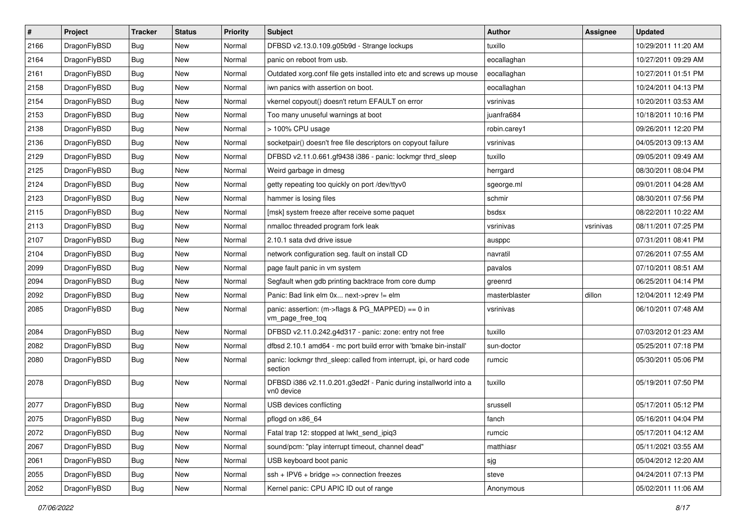| # | Project | Tracker | Status | Priority | Subject | Author | Assignee | Updated |
|---|---|---|---|---|---|---|---|---|
| 2166 | DragonFlyBSD | Bug | New | Normal | DFBSD v2.13.0.109.g05b9d - Strange lockups | tuxillo | | 10/29/2011 11:20 AM |
| 2164 | DragonFlyBSD | Bug | New | Normal | panic on reboot from usb. | eocallaghan | | 10/27/2011 09:29 AM |
| 2161 | DragonFlyBSD | Bug | New | Normal | Outdated xorg.conf file gets installed into etc and screws up mouse | eocallaghan | | 10/27/2011 01:51 PM |
| 2158 | DragonFlyBSD | Bug | New | Normal | iwn panics with assertion on boot. | eocallaghan | | 10/24/2011 04:13 PM |
| 2154 | DragonFlyBSD | Bug | New | Normal | vkernel copyout() doesn't return EFAULT on error | vsrinivas | | 10/20/2011 03:53 AM |
| 2153 | DragonFlyBSD | Bug | New | Normal | Too many unuseful warnings at boot | juanfra684 | | 10/18/2011 10:16 PM |
| 2138 | DragonFlyBSD | Bug | New | Normal | > 100% CPU usage | robin.carey1 | | 09/26/2011 12:20 PM |
| 2136 | DragonFlyBSD | Bug | New | Normal | socketpair() doesn't free file descriptors on copyout failure | vsrinivas | | 04/05/2013 09:13 AM |
| 2129 | DragonFlyBSD | Bug | New | Normal | DFBSD v2.11.0.661.gf9438 i386 - panic: lockmgr thrd_sleep | tuxillo | | 09/05/2011 09:49 AM |
| 2125 | DragonFlyBSD | Bug | New | Normal | Weird garbage in dmesg | herrgard | | 08/30/2011 08:04 PM |
| 2124 | DragonFlyBSD | Bug | New | Normal | getty repeating too quickly on port /dev/ttyv0 | sgeorge.ml | | 09/01/2011 04:28 AM |
| 2123 | DragonFlyBSD | Bug | New | Normal | hammer is losing files | schmir | | 08/30/2011 07:56 PM |
| 2115 | DragonFlyBSD | Bug | New | Normal | [msk] system freeze after receive some paquet | bsdsx | | 08/22/2011 10:22 AM |
| 2113 | DragonFlyBSD | Bug | New | Normal | nmalloc threaded program fork leak | vsrinivas | vsrinivas | 08/11/2011 07:25 PM |
| 2107 | DragonFlyBSD | Bug | New | Normal | 2.10.1 sata dvd drive issue | ausppc | | 07/31/2011 08:41 PM |
| 2104 | DragonFlyBSD | Bug | New | Normal | network configuration seg. fault on install CD | navratil | | 07/26/2011 07:55 AM |
| 2099 | DragonFlyBSD | Bug | New | Normal | page fault panic in vm system | pavalos | | 07/10/2011 08:51 AM |
| 2094 | DragonFlyBSD | Bug | New | Normal | Segfault when gdb printing backtrace from core dump | greenrd | | 06/25/2011 04:14 PM |
| 2092 | DragonFlyBSD | Bug | New | Normal | Panic: Bad link elm 0x... next->prev != elm | masterblaster | dillon | 12/04/2011 12:49 PM |
| 2085 | DragonFlyBSD | Bug | New | Normal | panic: assertion: (m->flags & PG_MAPPED) == 0 in vm_page_free_toq | vsrinivas | | 06/10/2011 07:48 AM |
| 2084 | DragonFlyBSD | Bug | New | Normal | DFBSD v2.11.0.242.g4d317 - panic: zone: entry not free | tuxillo | | 07/03/2012 01:23 AM |
| 2082 | DragonFlyBSD | Bug | New | Normal | dfbsd 2.10.1 amd64 - mc port build error with 'bmake bin-install' | sun-doctor | | 05/25/2011 07:18 PM |
| 2080 | DragonFlyBSD | Bug | New | Normal | panic: lockmgr thrd_sleep: called from interrupt, ipi, or hard code section | rumcic | | 05/30/2011 05:06 PM |
| 2078 | DragonFlyBSD | Bug | New | Normal | DFBSD i386 v2.11.0.201.g3ed2f - Panic during installworld into a vn0 device | tuxillo | | 05/19/2011 07:50 PM |
| 2077 | DragonFlyBSD | Bug | New | Normal | USB devices conflicting | srussell | | 05/17/2011 05:12 PM |
| 2075 | DragonFlyBSD | Bug | New | Normal | pflogd on x86_64 | fanch | | 05/16/2011 04:04 PM |
| 2072 | DragonFlyBSD | Bug | New | Normal | Fatal trap 12: stopped at lwkt_send_ipiq3 | rumcic | | 05/17/2011 04:12 AM |
| 2067 | DragonFlyBSD | Bug | New | Normal | sound/pcm: "play interrupt timeout, channel dead" | matthiasr | | 05/11/2021 03:55 AM |
| 2061 | DragonFlyBSD | Bug | New | Normal | USB keyboard boot panic | sjg | | 05/04/2012 12:20 AM |
| 2055 | DragonFlyBSD | Bug | New | Normal | ssh + IPV6 + bridge => connection freezes | steve | | 04/24/2011 07:13 PM |
| 2052 | DragonFlyBSD | Bug | New | Normal | Kernel panic: CPU APIC ID out of range | Anonymous | | 05/02/2011 11:06 AM |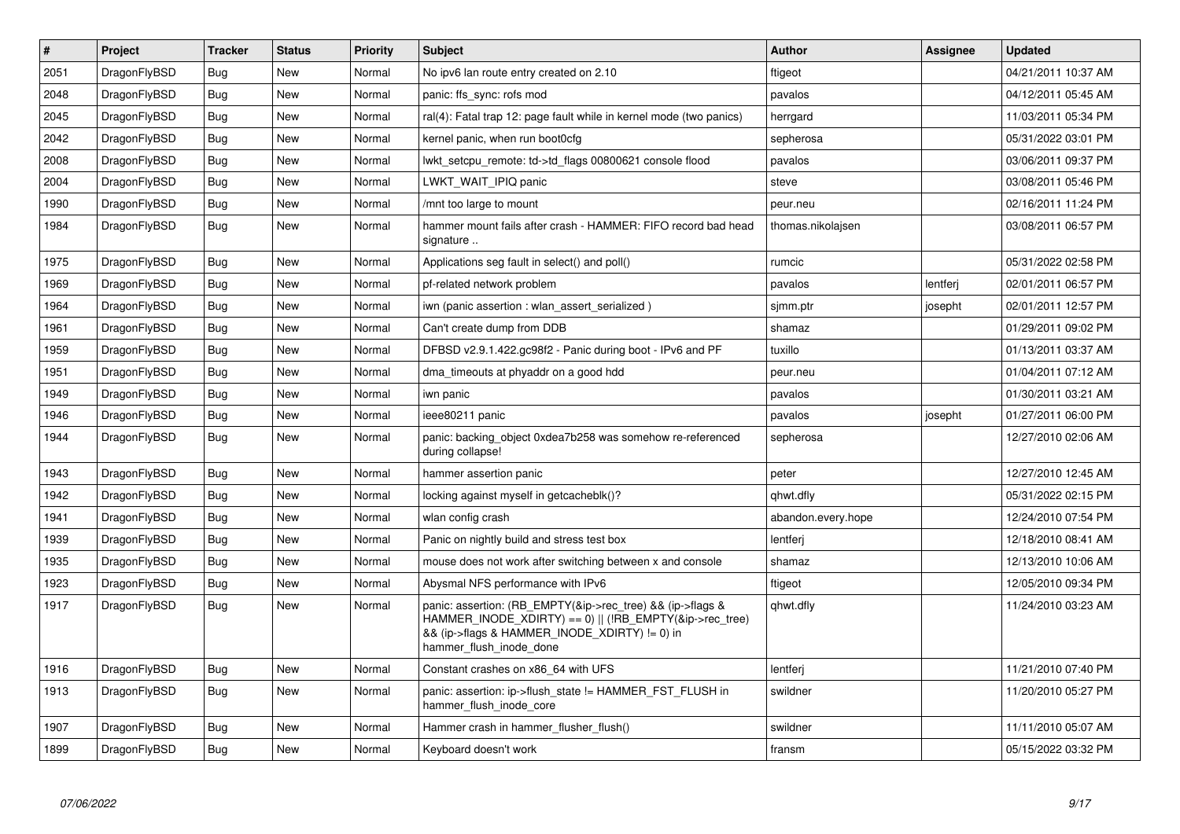| # | Project | Tracker | Status | Priority | Subject | Author | Assignee | Updated |
|---|---|---|---|---|---|---|---|---|
| 2051 | DragonFlyBSD | Bug | New | Normal | No ipv6 lan route entry created on 2.10 | ftigeot | | 04/21/2011 10:37 AM |
| 2048 | DragonFlyBSD | Bug | New | Normal | panic: ffs_sync: rofs mod | pavalos | | 04/12/2011 05:45 AM |
| 2045 | DragonFlyBSD | Bug | New | Normal | ral(4): Fatal trap 12: page fault while in kernel mode (two panics) | herrgard | | 11/03/2011 05:34 PM |
| 2042 | DragonFlyBSD | Bug | New | Normal | kernel panic, when run boot0cfg | sepherosa | | 05/31/2022 03:01 PM |
| 2008 | DragonFlyBSD | Bug | New | Normal | lwkt_setcpu_remote: td->td_flags 00800621 console flood | pavalos | | 03/06/2011 09:37 PM |
| 2004 | DragonFlyBSD | Bug | New | Normal | LWKT_WAIT_IPIQ panic | steve | | 03/08/2011 05:46 PM |
| 1990 | DragonFlyBSD | Bug | New | Normal | /mnt too large to mount | peur.neu | | 02/16/2011 11:24 PM |
| 1984 | DragonFlyBSD | Bug | New | Normal | hammer mount fails after crash - HAMMER: FIFO record bad head signature .. | thomas.nikolajsen | | 03/08/2011 06:57 PM |
| 1975 | DragonFlyBSD | Bug | New | Normal | Applications seg fault in select() and poll() | rumcic | | 05/31/2022 02:58 PM |
| 1969 | DragonFlyBSD | Bug | New | Normal | pf-related network problem | pavalos | lentferj | 02/01/2011 06:57 PM |
| 1964 | DragonFlyBSD | Bug | New | Normal | iwn (panic assertion : wlan_assert_serialized ) | sjmm.ptr | josepht | 02/01/2011 12:57 PM |
| 1961 | DragonFlyBSD | Bug | New | Normal | Can't create dump from DDB | shamaz | | 01/29/2011 09:02 PM |
| 1959 | DragonFlyBSD | Bug | New | Normal | DFBSD v2.9.1.422.gc98f2 - Panic during boot - IPv6 and PF | tuxillo | | 01/13/2011 03:37 AM |
| 1951 | DragonFlyBSD | Bug | New | Normal | dma_timeouts at phyaddr on a good hdd | peur.neu | | 01/04/2011 07:12 AM |
| 1949 | DragonFlyBSD | Bug | New | Normal | iwn panic | pavalos | | 01/30/2011 03:21 AM |
| 1946 | DragonFlyBSD | Bug | New | Normal | ieee80211 panic | pavalos | josepht | 01/27/2011 06:00 PM |
| 1944 | DragonFlyBSD | Bug | New | Normal | panic: backing_object 0xdea7b258 was somehow re-referenced during collapse! | sepherosa | | 12/27/2010 02:06 AM |
| 1943 | DragonFlyBSD | Bug | New | Normal | hammer assertion panic | peter | | 12/27/2010 12:45 AM |
| 1942 | DragonFlyBSD | Bug | New | Normal | locking against myself in getcacheblk()? | qhwt.dfly | | 05/31/2022 02:15 PM |
| 1941 | DragonFlyBSD | Bug | New | Normal | wlan config crash | abandon.every.hope | | 12/24/2010 07:54 PM |
| 1939 | DragonFlyBSD | Bug | New | Normal | Panic on nightly build and stress test box | lentferj | | 12/18/2010 08:41 AM |
| 1935 | DragonFlyBSD | Bug | New | Normal | mouse does not work after switching between x and console | shamaz | | 12/13/2010 10:06 AM |
| 1923 | DragonFlyBSD | Bug | New | Normal | Abysmal NFS performance with IPv6 | ftigeot | | 12/05/2010 09:34 PM |
| 1917 | DragonFlyBSD | Bug | New | Normal | panic: assertion: (RB_EMPTY(&ip->rec_tree) && (ip->flags & HAMMER_INODE_XDIRTY) == 0) \|\| (!RB_EMPTY(&ip->rec_tree) && (ip->flags & HAMMER_INODE_XDIRTY) != 0) in hammer_flush_inode_done | qhwt.dfly | | 11/24/2010 03:23 AM |
| 1916 | DragonFlyBSD | Bug | New | Normal | Constant crashes on x86_64 with UFS | lentferj | | 11/21/2010 07:40 PM |
| 1913 | DragonFlyBSD | Bug | New | Normal | panic: assertion: ip->flush_state != HAMMER_FST_FLUSH in hammer_flush_inode_core | swildner | | 11/20/2010 05:27 PM |
| 1907 | DragonFlyBSD | Bug | New | Normal | Hammer crash in hammer_flusher_flush() | swildner | | 11/11/2010 05:07 AM |
| 1899 | DragonFlyBSD | Bug | New | Normal | Keyboard doesn't work | fransm | | 05/15/2022 03:32 PM |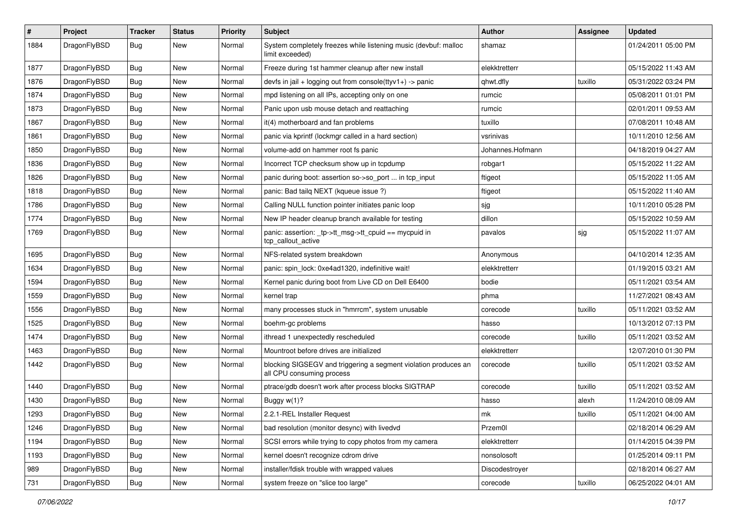| # | Project | Tracker | Status | Priority | Subject | Author | Assignee | Updated |
|---|---|---|---|---|---|---|---|---|
| 1884 | DragonFlyBSD | Bug | New | Normal | System completely freezes while listening music (devbuf: malloc limit exceeded) | shamaz | | 01/24/2011 05:00 PM |
| 1877 | DragonFlyBSD | Bug | New | Normal | Freeze during 1st hammer cleanup after new install | elekktretterr | | 05/15/2022 11:43 AM |
| 1876 | DragonFlyBSD | Bug | New | Normal | devfs in jail + logging out from console(ttyv1+) -> panic | qhwt.dfly | tuxillo | 05/31/2022 03:24 PM |
| 1874 | DragonFlyBSD | Bug | New | Normal | mpd listening on all IPs, accepting only on one | rumcic | | 05/08/2011 01:01 PM |
| 1873 | DragonFlyBSD | Bug | New | Normal | Panic upon usb mouse detach and reattaching | rumcic | | 02/01/2011 09:53 AM |
| 1867 | DragonFlyBSD | Bug | New | Normal | it(4) motherboard and fan problems | tuxillo | | 07/08/2011 10:48 AM |
| 1861 | DragonFlyBSD | Bug | New | Normal | panic via kprintf (lockmgr called in a hard section) | vsrinivas | | 10/11/2010 12:56 AM |
| 1850 | DragonFlyBSD | Bug | New | Normal | volume-add on hammer root fs panic | Johannes.Hofmann | | 04/18/2019 04:27 AM |
| 1836 | DragonFlyBSD | Bug | New | Normal | Incorrect TCP checksum show up in tcpdump | robgar1 | | 05/15/2022 11:22 AM |
| 1826 | DragonFlyBSD | Bug | New | Normal | panic during boot: assertion so->so_port ... in tcp_input | ftigeot | | 05/15/2022 11:05 AM |
| 1818 | DragonFlyBSD | Bug | New | Normal | panic: Bad tailq NEXT (kqueue issue ?) | ftigeot | | 05/15/2022 11:40 AM |
| 1786 | DragonFlyBSD | Bug | New | Normal | Calling NULL function pointer initiates panic loop | sjg | | 10/11/2010 05:28 PM |
| 1774 | DragonFlyBSD | Bug | New | Normal | New IP header cleanup branch available for testing | dillon | | 05/15/2022 10:59 AM |
| 1769 | DragonFlyBSD | Bug | New | Normal | panic: assertion: _tp->tt_msg->tt_cpuid == mycpuid in tcp_callout_active | pavalos | sjg | 05/15/2022 11:07 AM |
| 1695 | DragonFlyBSD | Bug | New | Normal | NFS-related system breakdown | Anonymous | | 04/10/2014 12:35 AM |
| 1634 | DragonFlyBSD | Bug | New | Normal | panic: spin_lock: 0xe4ad1320, indefinitive wait! | elekktretterr | | 01/19/2015 03:21 AM |
| 1594 | DragonFlyBSD | Bug | New | Normal | Kernel panic during boot from Live CD on Dell E6400 | bodie | | 05/11/2021 03:54 AM |
| 1559 | DragonFlyBSD | Bug | New | Normal | kernel trap | phma | | 11/27/2021 08:43 AM |
| 1556 | DragonFlyBSD | Bug | New | Normal | many processes stuck in "hmrrcm", system unusable | corecode | tuxillo | 05/11/2021 03:52 AM |
| 1525 | DragonFlyBSD | Bug | New | Normal | boehm-gc problems | hasso | | 10/13/2012 07:13 PM |
| 1474 | DragonFlyBSD | Bug | New | Normal | ithread 1 unexpectedly rescheduled | corecode | tuxillo | 05/11/2021 03:52 AM |
| 1463 | DragonFlyBSD | Bug | New | Normal | Mountroot before drives are initialized | elekktretterr | | 12/07/2010 01:30 PM |
| 1442 | DragonFlyBSD | Bug | New | Normal | blocking SIGSEGV and triggering a segment violation produces an all CPU consuming process | corecode | tuxillo | 05/11/2021 03:52 AM |
| 1440 | DragonFlyBSD | Bug | New | Normal | ptrace/gdb doesn't work after process blocks SIGTRAP | corecode | tuxillo | 05/11/2021 03:52 AM |
| 1430 | DragonFlyBSD | Bug | New | Normal | Buggy w(1)? | hasso | alexh | 11/24/2010 08:09 AM |
| 1293 | DragonFlyBSD | Bug | New | Normal | 2.2.1-REL Installer Request | mk | tuxillo | 05/11/2021 04:00 AM |
| 1246 | DragonFlyBSD | Bug | New | Normal | bad resolution (monitor desync) with livedvd | Przem0l | | 02/18/2014 06:29 AM |
| 1194 | DragonFlyBSD | Bug | New | Normal | SCSI errors while trying to copy photos from my camera | elekktretterr | | 01/14/2015 04:39 PM |
| 1193 | DragonFlyBSD | Bug | New | Normal | kernel doesn't recognize cdrom drive | nonsolosoft | | 01/25/2014 09:11 PM |
| 989 | DragonFlyBSD | Bug | New | Normal | installer/fdisk trouble with wrapped values | Discodestroyer | | 02/18/2014 06:27 AM |
| 731 | DragonFlyBSD | Bug | New | Normal | system freeze on "slice too large" | corecode | tuxillo | 06/25/2022 04:01 AM |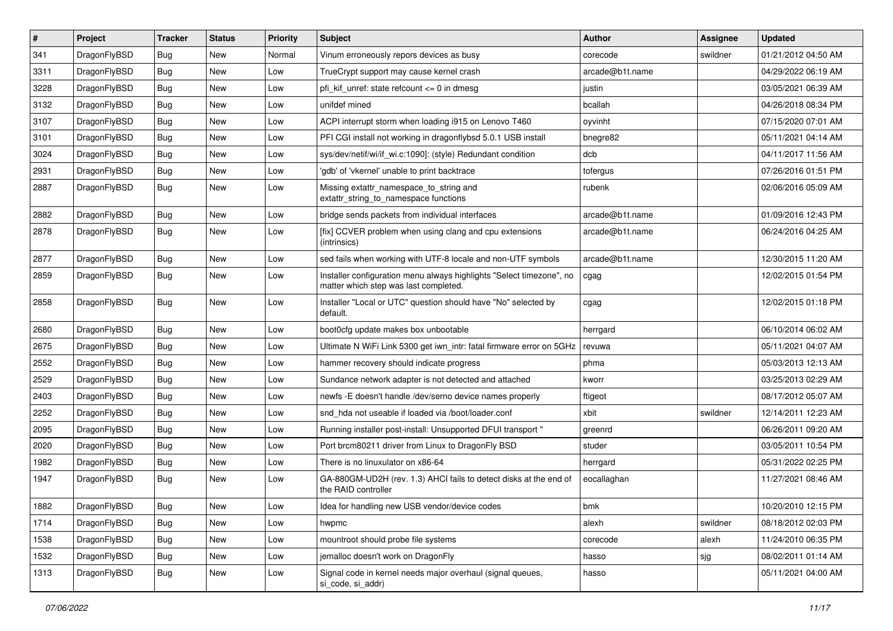| # | Project | Tracker | Status | Priority | Subject | Author | Assignee | Updated |
|---|---|---|---|---|---|---|---|---|
| 341 | DragonFlyBSD | Bug | New | Normal | Vinum erroneously repors devices as busy | corecode | swildner | 01/21/2012 04:50 AM |
| 3311 | DragonFlyBSD | Bug | New | Low | TrueCrypt support may cause kernel crash | arcade@b1t.name | | 04/29/2022 06:19 AM |
| 3228 | DragonFlyBSD | Bug | New | Low | pfi_kif_unref: state refcount <= 0 in dmesg | justin | | 03/05/2021 06:39 AM |
| 3132 | DragonFlyBSD | Bug | New | Low | unifdef mined | bcallah | | 04/26/2018 08:34 PM |
| 3107 | DragonFlyBSD | Bug | New | Low | ACPI interrupt storm when loading i915 on Lenovo T460 | oyvinht | | 07/15/2020 07:01 AM |
| 3101 | DragonFlyBSD | Bug | New | Low | PFI CGI install not working in dragonflybsd 5.0.1 USB install | bnegre82 | | 05/11/2021 04:14 AM |
| 3024 | DragonFlyBSD | Bug | New | Low | sys/dev/netif/wi/if_wi.c:1090]: (style) Redundant condition | dcb | | 04/11/2017 11:56 AM |
| 2931 | DragonFlyBSD | Bug | New | Low | 'gdb' of 'vkernel' unable to print backtrace | tofergus | | 07/26/2016 01:51 PM |
| 2887 | DragonFlyBSD | Bug | New | Low | Missing extattr_namespace_to_string and extattr_string_to_namespace functions | rubenk | | 02/06/2016 05:09 AM |
| 2882 | DragonFlyBSD | Bug | New | Low | bridge sends packets from individual interfaces | arcade@b1t.name | | 01/09/2016 12:43 PM |
| 2878 | DragonFlyBSD | Bug | New | Low | [fix] CCVER problem when using clang and cpu extensions (intrinsics) | arcade@b1t.name | | 06/24/2016 04:25 AM |
| 2877 | DragonFlyBSD | Bug | New | Low | sed fails when working with UTF-8 locale and non-UTF symbols | arcade@b1t.name | | 12/30/2015 11:20 AM |
| 2859 | DragonFlyBSD | Bug | New | Low | Installer configuration menu always highlights "Select timezone", no matter which step was last completed. | cgag | | 12/02/2015 01:54 PM |
| 2858 | DragonFlyBSD | Bug | New | Low | Installer "Local or UTC" question should have "No" selected by default. | cgag | | 12/02/2015 01:18 PM |
| 2680 | DragonFlyBSD | Bug | New | Low | boot0cfg update makes box unbootable | herrgard | | 06/10/2014 06:02 AM |
| 2675 | DragonFlyBSD | Bug | New | Low | Ultimate N WiFi Link 5300 get iwn_intr: fatal firmware error on 5GHz | revuwa | | 05/11/2021 04:07 AM |
| 2552 | DragonFlyBSD | Bug | New | Low | hammer recovery should indicate progress | phma | | 05/03/2013 12:13 AM |
| 2529 | DragonFlyBSD | Bug | New | Low | Sundance network adapter is not detected and attached | kworr | | 03/25/2013 02:29 AM |
| 2403 | DragonFlyBSD | Bug | New | Low | newfs -E doesn't handle /dev/serno device names properly | ftigeot | | 08/17/2012 05:07 AM |
| 2252 | DragonFlyBSD | Bug | New | Low | snd_hda not useable if loaded via /boot/loader.conf | xbit | swildner | 12/14/2011 12:23 AM |
| 2095 | DragonFlyBSD | Bug | New | Low | Running installer post-install: Unsupported DFUI transport " | greenrd | | 06/26/2011 09:20 AM |
| 2020 | DragonFlyBSD | Bug | New | Low | Port brcm80211 driver from Linux to DragonFly BSD | studer | | 03/05/2011 10:54 PM |
| 1982 | DragonFlyBSD | Bug | New | Low | There is no linuxulator on x86-64 | herrgard | | 05/31/2022 02:25 PM |
| 1947 | DragonFlyBSD | Bug | New | Low | GA-880GM-UD2H (rev. 1.3) AHCI fails to detect disks at the end of the RAID controller | eocallaghan | | 11/27/2021 08:46 AM |
| 1882 | DragonFlyBSD | Bug | New | Low | Idea for handling new USB vendor/device codes | bmk | | 10/20/2010 12:15 PM |
| 1714 | DragonFlyBSD | Bug | New | Low | hwpmc | alexh | swildner | 08/18/2012 02:03 PM |
| 1538 | DragonFlyBSD | Bug | New | Low | mountroot should probe file systems | corecode | alexh | 11/24/2010 06:35 PM |
| 1532 | DragonFlyBSD | Bug | New | Low | jemalloc doesn't work on DragonFly | hasso | sjg | 08/02/2011 01:14 AM |
| 1313 | DragonFlyBSD | Bug | New | Low | Signal code in kernel needs major overhaul (signal queues, si_code, si_addr) | hasso | | 05/11/2021 04:00 AM |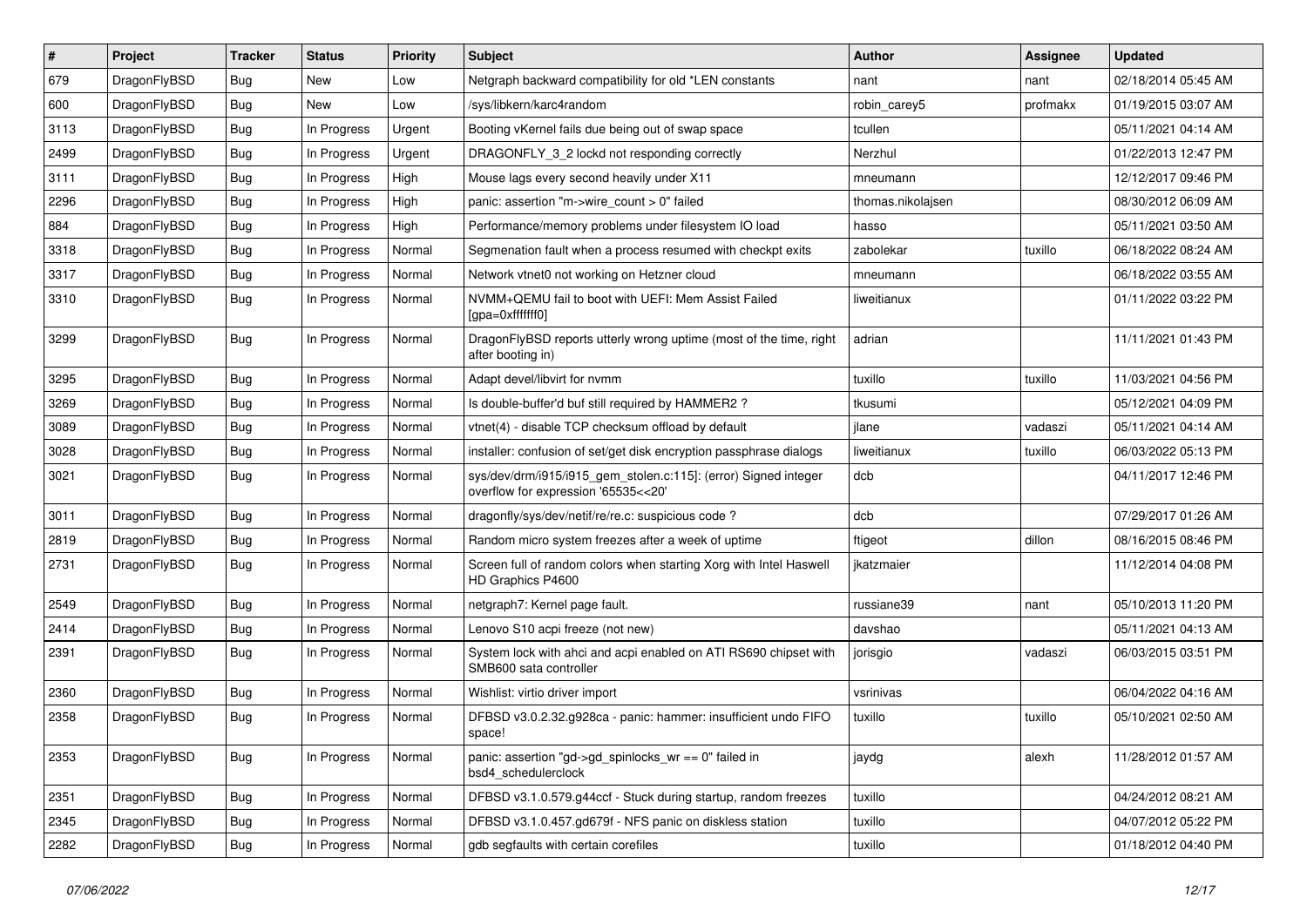| # | Project | Tracker | Status | Priority | Subject | Author | Assignee | Updated |
|---|---|---|---|---|---|---|---|---|
| 679 | DragonFlyBSD | Bug | New | Low | Netgraph backward compatibility for old *LEN constants | nant | nant | 02/18/2014 05:45 AM |
| 600 | DragonFlyBSD | Bug | New | Low | /sys/libkern/karc4random | robin_carey5 | profmakx | 01/19/2015 03:07 AM |
| 3113 | DragonFlyBSD | Bug | In Progress | Urgent | Booting vKernel fails due being out of swap space | tcullen | | 05/11/2021 04:14 AM |
| 2499 | DragonFlyBSD | Bug | In Progress | Urgent | DRAGONFLY_3_2 lockd not responding correctly | Nerzhul | | 01/22/2013 12:47 PM |
| 3111 | DragonFlyBSD | Bug | In Progress | High | Mouse lags every second heavily under X11 | mneumann | | 12/12/2017 09:46 PM |
| 2296 | DragonFlyBSD | Bug | In Progress | High | panic: assertion "m->wire_count > 0" failed | thomas.nikolajsen | | 08/30/2012 06:09 AM |
| 884 | DragonFlyBSD | Bug | In Progress | High | Performance/memory problems under filesystem IO load | hasso | | 05/11/2021 03:50 AM |
| 3318 | DragonFlyBSD | Bug | In Progress | Normal | Segmenation fault when a process resumed with checkpt exits | zabolekar | tuxillo | 06/18/2022 08:24 AM |
| 3317 | DragonFlyBSD | Bug | In Progress | Normal | Network vtnet0 not working on Hetzner cloud | mneumann | | 06/18/2022 03:55 AM |
| 3310 | DragonFlyBSD | Bug | In Progress | Normal | NVMM+QEMU fail to boot with UEFI: Mem Assist Failed [gpa=0xfffffff0] | liweitianux | | 01/11/2022 03:22 PM |
| 3299 | DragonFlyBSD | Bug | In Progress | Normal | DragonFlyBSD reports utterly wrong uptime (most of the time, right after booting in) | adrian | | 11/11/2021 01:43 PM |
| 3295 | DragonFlyBSD | Bug | In Progress | Normal | Adapt devel/libvirt for nvmm | tuxillo | tuxillo | 11/03/2021 04:56 PM |
| 3269 | DragonFlyBSD | Bug | In Progress | Normal | Is double-buffer'd buf still required by HAMMER2 ? | tkusumi | | 05/12/2021 04:09 PM |
| 3089 | DragonFlyBSD | Bug | In Progress | Normal | vtnet(4) - disable TCP checksum offload by default | jlane | vadaszi | 05/11/2021 04:14 AM |
| 3028 | DragonFlyBSD | Bug | In Progress | Normal | installer: confusion of set/get disk encryption passphrase dialogs | liweitianux | tuxillo | 06/03/2022 05:13 PM |
| 3021 | DragonFlyBSD | Bug | In Progress | Normal | sys/dev/drm/i915/i915_gem_stolen.c:115]: (error) Signed integer overflow for expression '65535<<20' | dcb | | 04/11/2017 12:46 PM |
| 3011 | DragonFlyBSD | Bug | In Progress | Normal | dragonfly/sys/dev/netif/re/re.c: suspicious code ? | dcb | | 07/29/2017 01:26 AM |
| 2819 | DragonFlyBSD | Bug | In Progress | Normal | Random micro system freezes after a week of uptime | ftigeot | dillon | 08/16/2015 08:46 PM |
| 2731 | DragonFlyBSD | Bug | In Progress | Normal | Screen full of random colors when starting Xorg with Intel Haswell HD Graphics P4600 | jkatzmaier | | 11/12/2014 04:08 PM |
| 2549 | DragonFlyBSD | Bug | In Progress | Normal | netgraph7: Kernel page fault. | russiane39 | nant | 05/10/2013 11:20 PM |
| 2414 | DragonFlyBSD | Bug | In Progress | Normal | Lenovo S10 acpi freeze (not new) | davshao | | 05/11/2021 04:13 AM |
| 2391 | DragonFlyBSD | Bug | In Progress | Normal | System lock with ahci and acpi enabled on ATI RS690 chipset with SMB600 sata controller | jorisgio | vadaszi | 06/03/2015 03:51 PM |
| 2360 | DragonFlyBSD | Bug | In Progress | Normal | Wishlist: virtio driver import | vsrinivas | | 06/04/2022 04:16 AM |
| 2358 | DragonFlyBSD | Bug | In Progress | Normal | DFBSD v3.0.2.32.g928ca - panic: hammer: insufficient undo FIFO space! | tuxillo | tuxillo | 05/10/2021 02:50 AM |
| 2353 | DragonFlyBSD | Bug | In Progress | Normal | panic: assertion "gd->gd_spinlocks_wr == 0" failed in bsd4_schedulerclock | jaydg | alexh | 11/28/2012 01:57 AM |
| 2351 | DragonFlyBSD | Bug | In Progress | Normal | DFBSD v3.1.0.579.g44ccf - Stuck during startup, random freezes | tuxillo | | 04/24/2012 08:21 AM |
| 2345 | DragonFlyBSD | Bug | In Progress | Normal | DFBSD v3.1.0.457.gd679f - NFS panic on diskless station | tuxillo | | 04/07/2012 05:22 PM |
| 2282 | DragonFlyBSD | Bug | In Progress | Normal | gdb segfaults with certain corefiles | tuxillo | | 01/18/2012 04:40 PM |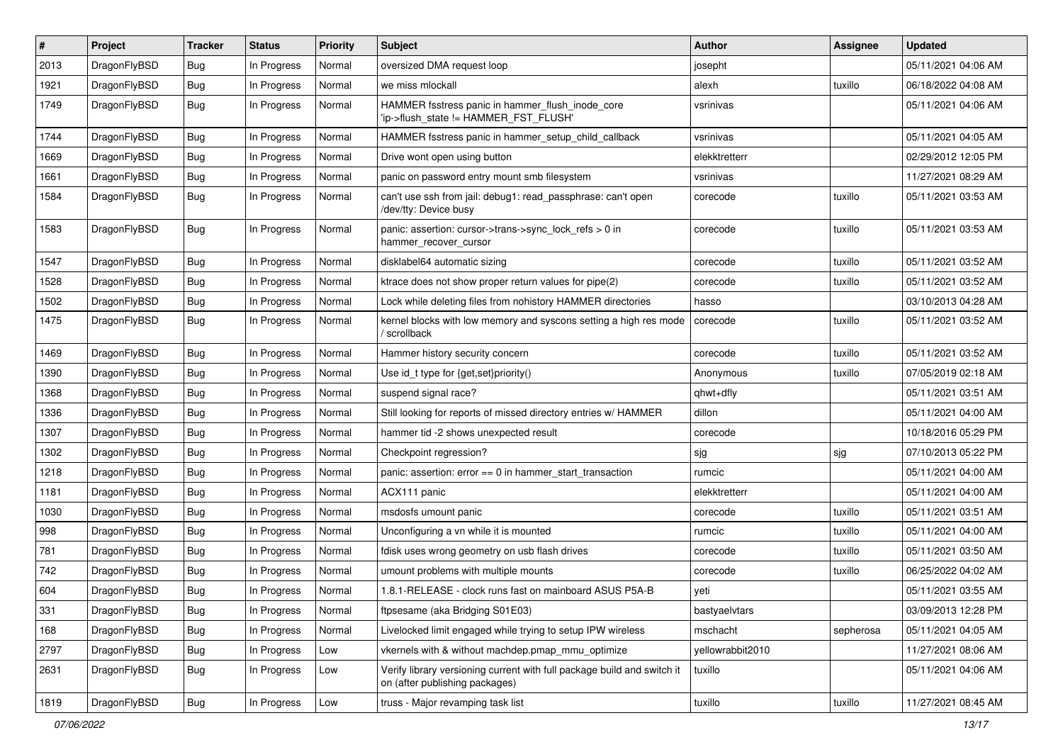| # | Project | Tracker | Status | Priority | Subject | Author | Assignee | Updated |
|---|---|---|---|---|---|---|---|---|
| 2013 | DragonFlyBSD | Bug | In Progress | Normal | oversized DMA request loop | josepht | | 05/11/2021 04:06 AM |
| 1921 | DragonFlyBSD | Bug | In Progress | Normal | we miss mlockall | alexh | tuxillo | 06/18/2022 04:08 AM |
| 1749 | DragonFlyBSD | Bug | In Progress | Normal | HAMMER fsstress panic in hammer_flush_inode_core 'ip->flush_state != HAMMER_FST_FLUSH' | vsrinivas | | 05/11/2021 04:06 AM |
| 1744 | DragonFlyBSD | Bug | In Progress | Normal | HAMMER fsstress panic in hammer_setup_child_callback | vsrinivas | | 05/11/2021 04:05 AM |
| 1669 | DragonFlyBSD | Bug | In Progress | Normal | Drive wont open using button | elekktretterr | | 02/29/2012 12:05 PM |
| 1661 | DragonFlyBSD | Bug | In Progress | Normal | panic on password entry mount smb filesystem | vsrinivas | | 11/27/2021 08:29 AM |
| 1584 | DragonFlyBSD | Bug | In Progress | Normal | can't use ssh from jail: debug1: read_passphrase: can't open /dev/tty: Device busy | corecode | tuxillo | 05/11/2021 03:53 AM |
| 1583 | DragonFlyBSD | Bug | In Progress | Normal | panic: assertion: cursor->trans->sync_lock_refs > 0 in hammer_recover_cursor | corecode | tuxillo | 05/11/2021 03:53 AM |
| 1547 | DragonFlyBSD | Bug | In Progress | Normal | disklabel64 automatic sizing | corecode | tuxillo | 05/11/2021 03:52 AM |
| 1528 | DragonFlyBSD | Bug | In Progress | Normal | ktrace does not show proper return values for pipe(2) | corecode | tuxillo | 05/11/2021 03:52 AM |
| 1502 | DragonFlyBSD | Bug | In Progress | Normal | Lock while deleting files from nohistory HAMMER directories | hasso | | 03/10/2013 04:28 AM |
| 1475 | DragonFlyBSD | Bug | In Progress | Normal | kernel blocks with low memory and syscons setting a high res mode / scrollback | corecode | tuxillo | 05/11/2021 03:52 AM |
| 1469 | DragonFlyBSD | Bug | In Progress | Normal | Hammer history security concern | corecode | tuxillo | 05/11/2021 03:52 AM |
| 1390 | DragonFlyBSD | Bug | In Progress | Normal | Use id_t type for {get,set}priority() | Anonymous | tuxillo | 07/05/2019 02:18 AM |
| 1368 | DragonFlyBSD | Bug | In Progress | Normal | suspend signal race? | qhwt+dfly | | 05/11/2021 03:51 AM |
| 1336 | DragonFlyBSD | Bug | In Progress | Normal | Still looking for reports of missed directory entries w/ HAMMER | dillon | | 05/11/2021 04:00 AM |
| 1307 | DragonFlyBSD | Bug | In Progress | Normal | hammer tid -2 shows unexpected result | corecode | | 10/18/2016 05:29 PM |
| 1302 | DragonFlyBSD | Bug | In Progress | Normal | Checkpoint regression? | sjg | sjg | 07/10/2013 05:22 PM |
| 1218 | DragonFlyBSD | Bug | In Progress | Normal | panic: assertion: error == 0 in hammer_start_transaction | rumcic | | 05/11/2021 04:00 AM |
| 1181 | DragonFlyBSD | Bug | In Progress | Normal | ACX111 panic | elekktretterr | | 05/11/2021 04:00 AM |
| 1030 | DragonFlyBSD | Bug | In Progress | Normal | msdosfs umount panic | corecode | tuxillo | 05/11/2021 03:51 AM |
| 998 | DragonFlyBSD | Bug | In Progress | Normal | Unconfiguring a vn while it is mounted | rumcic | tuxillo | 05/11/2021 04:00 AM |
| 781 | DragonFlyBSD | Bug | In Progress | Normal | fdisk uses wrong geometry on usb flash drives | corecode | tuxillo | 05/11/2021 03:50 AM |
| 742 | DragonFlyBSD | Bug | In Progress | Normal | umount problems with multiple mounts | corecode | tuxillo | 06/25/2022 04:02 AM |
| 604 | DragonFlyBSD | Bug | In Progress | Normal | 1.8.1-RELEASE - clock runs fast on mainboard ASUS P5A-B | yeti | | 05/11/2021 03:55 AM |
| 331 | DragonFlyBSD | Bug | In Progress | Normal | ftpsesame (aka Bridging S01E03) | bastyaelvtars | | 03/09/2013 12:28 PM |
| 168 | DragonFlyBSD | Bug | In Progress | Normal | Livelocked limit engaged while trying to setup IPW wireless | mschacht | sepherosa | 05/11/2021 04:05 AM |
| 2797 | DragonFlyBSD | Bug | In Progress | Low | vkernels with & without machdep.pmap_mmu_optimize | yellowrabbit2010 | | 11/27/2021 08:06 AM |
| 2631 | DragonFlyBSD | Bug | In Progress | Low | Verify library versioning current with full package build and switch it on (after publishing packages) | tuxillo | | 05/11/2021 04:06 AM |
| 1819 | DragonFlyBSD | Bug | In Progress | Low | truss - Major revamping task list | tuxillo | tuxillo | 11/27/2021 08:45 AM |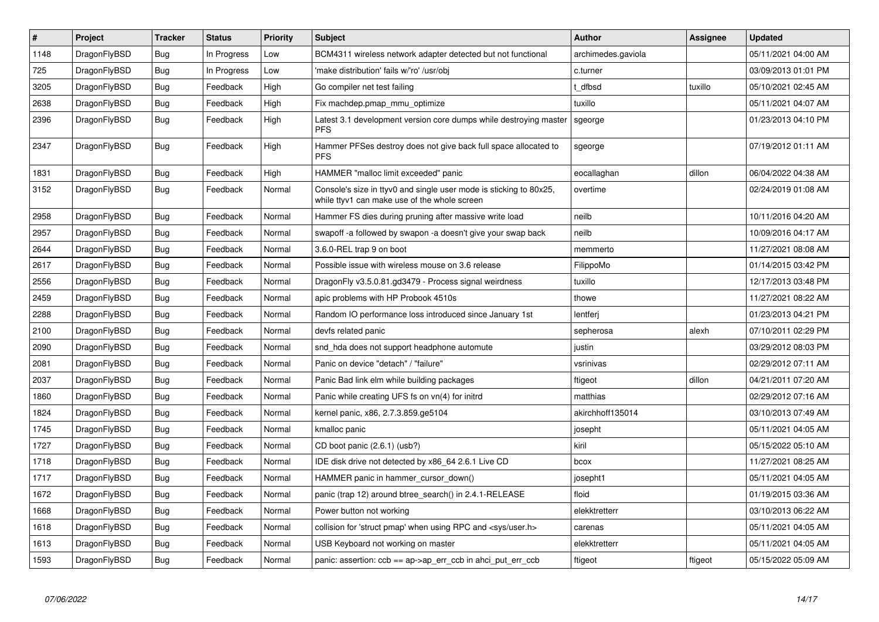| # | Project | Tracker | Status | Priority | Subject | Author | Assignee | Updated |
|---|---|---|---|---|---|---|---|---|
| 1148 | DragonFlyBSD | Bug | In Progress | Low | BCM4311 wireless network adapter detected but not functional | archimedes.gaviola | | 05/11/2021 04:00 AM |
| 725 | DragonFlyBSD | Bug | In Progress | Low | 'make distribution' fails w/'ro' /usr/obj | c.turner | | 03/09/2013 01:01 PM |
| 3205 | DragonFlyBSD | Bug | Feedback | High | Go compiler net test failing | t_dfbsd | tuxillo | 05/10/2021 02:45 AM |
| 2638 | DragonFlyBSD | Bug | Feedback | High | Fix machdep.pmap_mmu_optimize | tuxillo | | 05/11/2021 04:07 AM |
| 2396 | DragonFlyBSD | Bug | Feedback | High | Latest 3.1 development version core dumps while destroying master PFS | sgeorge | | 01/23/2013 04:10 PM |
| 2347 | DragonFlyBSD | Bug | Feedback | High | Hammer PFSes destroy does not give back full space allocated to PFS | sgeorge | | 07/19/2012 01:11 AM |
| 1831 | DragonFlyBSD | Bug | Feedback | High | HAMMER "malloc limit exceeded" panic | eocallaghan | dillon | 06/04/2022 04:38 AM |
| 3152 | DragonFlyBSD | Bug | Feedback | Normal | Console's size in ttyv0 and single user mode is sticking to 80x25, while ttyv1 can make use of the whole screen | overtime | | 02/24/2019 01:08 AM |
| 2958 | DragonFlyBSD | Bug | Feedback | Normal | Hammer FS dies during pruning after massive write load | neilb | | 10/11/2016 04:20 AM |
| 2957 | DragonFlyBSD | Bug | Feedback | Normal | swapoff -a followed by swapon -a doesn't give your swap back | neilb | | 10/09/2016 04:17 AM |
| 2644 | DragonFlyBSD | Bug | Feedback | Normal | 3.6.0-REL trap 9 on boot | memmerto | | 11/27/2021 08:08 AM |
| 2617 | DragonFlyBSD | Bug | Feedback | Normal | Possible issue with wireless mouse on 3.6 release | FilippoMo | | 01/14/2015 03:42 PM |
| 2556 | DragonFlyBSD | Bug | Feedback | Normal | DragonFly v3.5.0.81.gd3479 - Process signal weirdness | tuxillo | | 12/17/2013 03:48 PM |
| 2459 | DragonFlyBSD | Bug | Feedback | Normal | apic problems with HP Probook 4510s | thowe | | 11/27/2021 08:22 AM |
| 2288 | DragonFlyBSD | Bug | Feedback | Normal | Random IO performance loss introduced since January 1st | lentferj | | 01/23/2013 04:21 PM |
| 2100 | DragonFlyBSD | Bug | Feedback | Normal | devfs related panic | sepherosa | alexh | 07/10/2011 02:29 PM |
| 2090 | DragonFlyBSD | Bug | Feedback | Normal | snd_hda does not support headphone automute | justin | | 03/29/2012 08:03 PM |
| 2081 | DragonFlyBSD | Bug | Feedback | Normal | Panic on device "detach" / "failure" | vsrinivas | | 02/29/2012 07:11 AM |
| 2037 | DragonFlyBSD | Bug | Feedback | Normal | Panic Bad link elm while building packages | ftigeot | dillon | 04/21/2011 07:20 AM |
| 1860 | DragonFlyBSD | Bug | Feedback | Normal | Panic while creating UFS fs on vn(4) for initrd | matthias | | 02/29/2012 07:16 AM |
| 1824 | DragonFlyBSD | Bug | Feedback | Normal | kernel panic, x86, 2.7.3.859.ge5104 | akirchhoff135014 | | 03/10/2013 07:49 AM |
| 1745 | DragonFlyBSD | Bug | Feedback | Normal | kmalloc panic | josepht | | 05/11/2021 04:05 AM |
| 1727 | DragonFlyBSD | Bug | Feedback | Normal | CD boot panic (2.6.1) (usb?) | kiril | | 05/15/2022 05:10 AM |
| 1718 | DragonFlyBSD | Bug | Feedback | Normal | IDE disk drive not detected by x86_64 2.6.1 Live CD | bcox | | 11/27/2021 08:25 AM |
| 1717 | DragonFlyBSD | Bug | Feedback | Normal | HAMMER panic in hammer_cursor_down() | josepht1 | | 05/11/2021 04:05 AM |
| 1672 | DragonFlyBSD | Bug | Feedback | Normal | panic (trap 12) around btree_search() in 2.4.1-RELEASE | floid | | 01/19/2015 03:36 AM |
| 1668 | DragonFlyBSD | Bug | Feedback | Normal | Power button not working | elekktretterr | | 03/10/2013 06:22 AM |
| 1618 | DragonFlyBSD | Bug | Feedback | Normal | collision for 'struct pmap' when using RPC and <sys/user.h> | carenas | | 05/11/2021 04:05 AM |
| 1613 | DragonFlyBSD | Bug | Feedback | Normal | USB Keyboard not working on master | elekktretterr | | 05/11/2021 04:05 AM |
| 1593 | DragonFlyBSD | Bug | Feedback | Normal | panic: assertion: ccb == ap->ap_err_ccb in ahci_put_err_ccb | ftigeot | ftigeot | 05/15/2022 05:09 AM |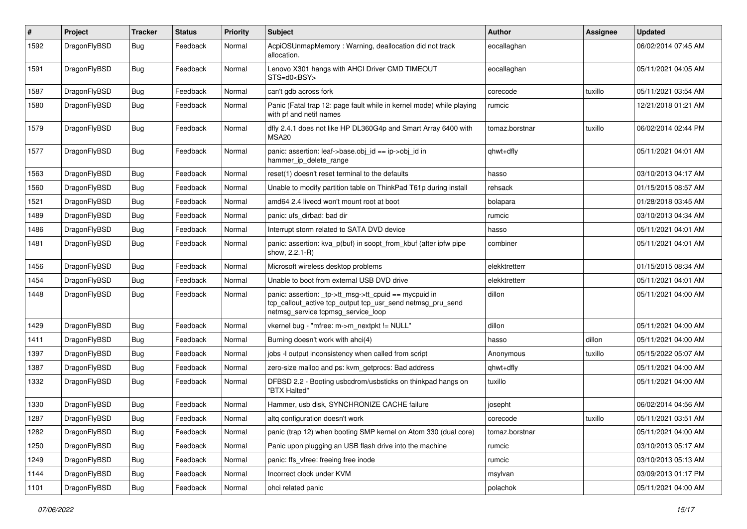| # | Project | Tracker | Status | Priority | Subject | Author | Assignee | Updated |
|---|---|---|---|---|---|---|---|---|
| 1592 | DragonFlyBSD | Bug | Feedback | Normal | AcpiOSUnmapMemory : Warning, deallocation did not track allocation. | eocallaghan | | 06/02/2014 07:45 AM |
| 1591 | DragonFlyBSD | Bug | Feedback | Normal | Lenovo X301 hangs with AHCI Driver CMD TIMEOUT STS=d0<BSY> | eocallaghan | | 05/11/2021 04:05 AM |
| 1587 | DragonFlyBSD | Bug | Feedback | Normal | can't gdb across fork | corecode | tuxillo | 05/11/2021 03:54 AM |
| 1580 | DragonFlyBSD | Bug | Feedback | Normal | Panic (Fatal trap 12: page fault while in kernel mode) while playing with pf and netif names | rumcic | | 12/21/2018 01:21 AM |
| 1579 | DragonFlyBSD | Bug | Feedback | Normal | dfly 2.4.1 does not like HP DL360G4p and Smart Array 6400 with MSA20 | tomaz.borstnar | tuxillo | 06/02/2014 02:44 PM |
| 1577 | DragonFlyBSD | Bug | Feedback | Normal | panic: assertion: leaf->base.obj_id == ip->obj_id in hammer_ip_delete_range | qhwt+dfly | | 05/11/2021 04:01 AM |
| 1563 | DragonFlyBSD | Bug | Feedback | Normal | reset(1) doesn't reset terminal to the defaults | hasso | | 03/10/2013 04:17 AM |
| 1560 | DragonFlyBSD | Bug | Feedback | Normal | Unable to modify partition table on ThinkPad T61p during install | rehsack | | 01/15/2015 08:57 AM |
| 1521 | DragonFlyBSD | Bug | Feedback | Normal | amd64 2.4 livecd won't mount root at boot | bolapara | | 01/28/2018 03:45 AM |
| 1489 | DragonFlyBSD | Bug | Feedback | Normal | panic: ufs_dirbad: bad dir | rumcic | | 03/10/2013 04:34 AM |
| 1486 | DragonFlyBSD | Bug | Feedback | Normal | Interrupt storm related to SATA DVD device | hasso | | 05/11/2021 04:01 AM |
| 1481 | DragonFlyBSD | Bug | Feedback | Normal | panic: assertion: kva_p(buf) in soopt_from_kbuf (after ipfw pipe show, 2.2.1-R) | combiner | | 05/11/2021 04:01 AM |
| 1456 | DragonFlyBSD | Bug | Feedback | Normal | Microsoft wireless desktop problems | elekktretterr | | 01/15/2015 08:34 AM |
| 1454 | DragonFlyBSD | Bug | Feedback | Normal | Unable to boot from external USB DVD drive | elekktretterr | | 05/11/2021 04:01 AM |
| 1448 | DragonFlyBSD | Bug | Feedback | Normal | panic: assertion: _tp->tt_msg->tt_cpuid == mycpuid in tcp_callout_active tcp_output tcp_usr_send netmsg_pru_send netmsg_service tcpmsg_service_loop | dillon | | 05/11/2021 04:00 AM |
| 1429 | DragonFlyBSD | Bug | Feedback | Normal | vkernel bug - "mfree: m->m_nextpkt != NULL" | dillon | | 05/11/2021 04:00 AM |
| 1411 | DragonFlyBSD | Bug | Feedback | Normal | Burning doesn't work with ahci(4) | hasso | dillon | 05/11/2021 04:00 AM |
| 1397 | DragonFlyBSD | Bug | Feedback | Normal | jobs -l output inconsistency when called from script | Anonymous | tuxillo | 05/15/2022 05:07 AM |
| 1387 | DragonFlyBSD | Bug | Feedback | Normal | zero-size malloc and ps: kvm_getprocs: Bad address | qhwt+dfly | | 05/11/2021 04:00 AM |
| 1332 | DragonFlyBSD | Bug | Feedback | Normal | DFBSD 2.2 - Booting usbcdrom/usbsticks on thinkpad hangs on "BTX Halted" | tuxillo | | 05/11/2021 04:00 AM |
| 1330 | DragonFlyBSD | Bug | Feedback | Normal | Hammer, usb disk, SYNCHRONIZE CACHE failure | josepht | | 06/02/2014 04:56 AM |
| 1287 | DragonFlyBSD | Bug | Feedback | Normal | altq configuration doesn't work | corecode | tuxillo | 05/11/2021 03:51 AM |
| 1282 | DragonFlyBSD | Bug | Feedback | Normal | panic (trap 12) when booting SMP kernel on Atom 330 (dual core) | tomaz.borstnar | | 05/11/2021 04:00 AM |
| 1250 | DragonFlyBSD | Bug | Feedback | Normal | Panic upon plugging an USB flash drive into the machine | rumcic | | 03/10/2013 05:17 AM |
| 1249 | DragonFlyBSD | Bug | Feedback | Normal | panic: ffs_vfree: freeing free inode | rumcic | | 03/10/2013 05:13 AM |
| 1144 | DragonFlyBSD | Bug | Feedback | Normal | Incorrect clock under KVM | msylvan | | 03/09/2013 01:17 PM |
| 1101 | DragonFlyBSD | Bug | Feedback | Normal | ohci related panic | polachok | | 05/11/2021 04:00 AM |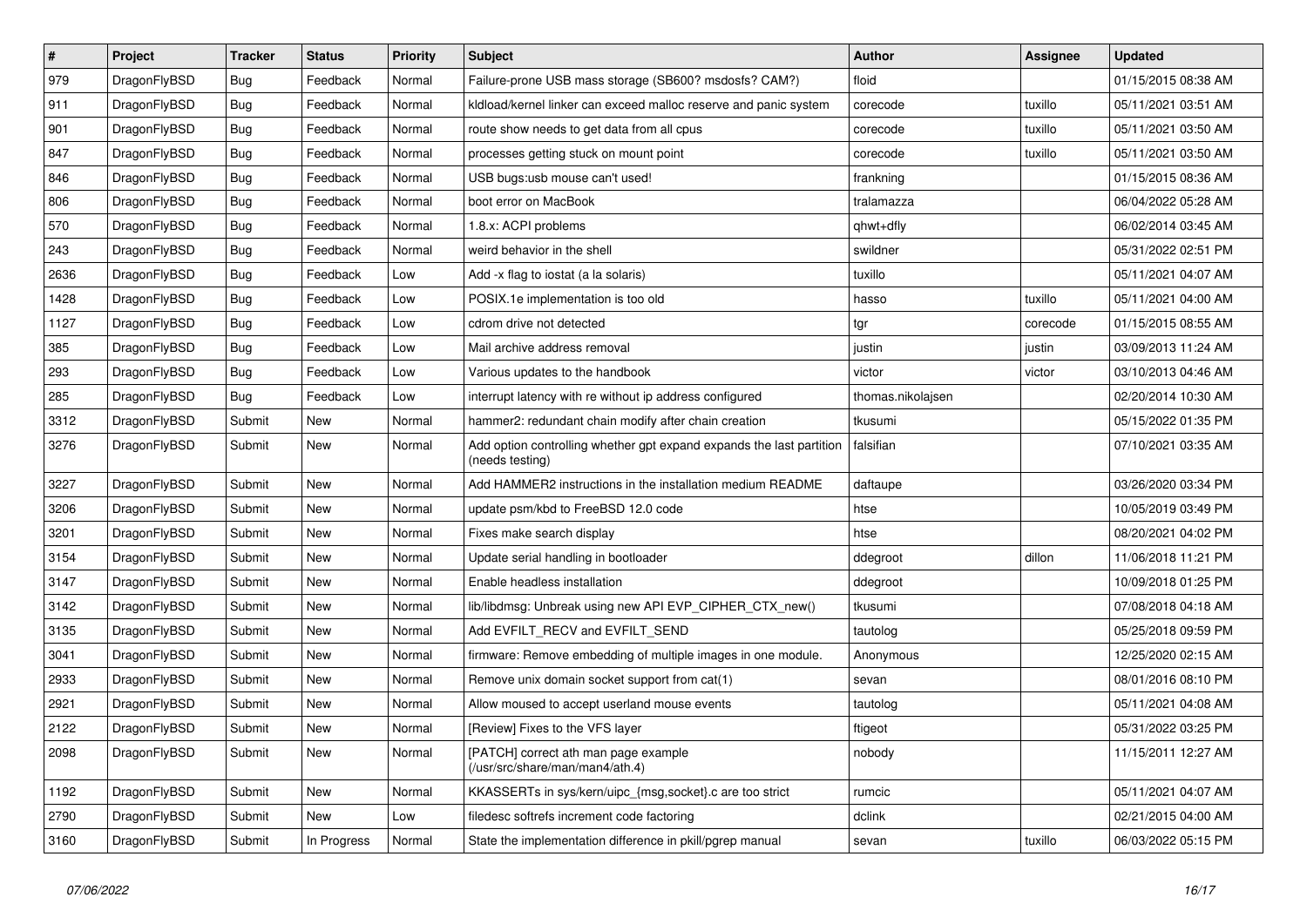| # | Project | Tracker | Status | Priority | Subject | Author | Assignee | Updated |
|---|---|---|---|---|---|---|---|---|
| 979 | DragonFlyBSD | Bug | Feedback | Normal | Failure-prone USB mass storage (SB600? msdosfs? CAM?) | floid | | 01/15/2015 08:38 AM |
| 911 | DragonFlyBSD | Bug | Feedback | Normal | kldload/kernel linker can exceed malloc reserve and panic system | corecode | tuxillo | 05/11/2021 03:51 AM |
| 901 | DragonFlyBSD | Bug | Feedback | Normal | route show needs to get data from all cpus | corecode | tuxillo | 05/11/2021 03:50 AM |
| 847 | DragonFlyBSD | Bug | Feedback | Normal | processes getting stuck on mount point | corecode | tuxillo | 05/11/2021 03:50 AM |
| 846 | DragonFlyBSD | Bug | Feedback | Normal | USB bugs:usb mouse can't used! | frankning | | 01/15/2015 08:36 AM |
| 806 | DragonFlyBSD | Bug | Feedback | Normal | boot error on MacBook | tralamazza | | 06/04/2022 05:28 AM |
| 570 | DragonFlyBSD | Bug | Feedback | Normal | 1.8.x: ACPI problems | qhwt+dfly | | 06/02/2014 03:45 AM |
| 243 | DragonFlyBSD | Bug | Feedback | Normal | weird behavior in the shell | swildner | | 05/31/2022 02:51 PM |
| 2636 | DragonFlyBSD | Bug | Feedback | Low | Add -x flag to iostat (a la solaris) | tuxillo | | 05/11/2021 04:07 AM |
| 1428 | DragonFlyBSD | Bug | Feedback | Low | POSIX.1e implementation is too old | hasso | tuxillo | 05/11/2021 04:00 AM |
| 1127 | DragonFlyBSD | Bug | Feedback | Low | cdrom drive not detected | tgr | corecode | 01/15/2015 08:55 AM |
| 385 | DragonFlyBSD | Bug | Feedback | Low | Mail archive address removal | justin | justin | 03/09/2013 11:24 AM |
| 293 | DragonFlyBSD | Bug | Feedback | Low | Various updates to the handbook | victor | victor | 03/10/2013 04:46 AM |
| 285 | DragonFlyBSD | Bug | Feedback | Low | interrupt latency with re without ip address configured | thomas.nikolajsen | | 02/20/2014 10:30 AM |
| 3312 | DragonFlyBSD | Submit | New | Normal | hammer2: redundant chain modify after chain creation | tkusumi | | 05/15/2022 01:35 PM |
| 3276 | DragonFlyBSD | Submit | New | Normal | Add option controlling whether gpt expand expands the last partition (needs testing) | falsifian | | 07/10/2021 03:35 AM |
| 3227 | DragonFlyBSD | Submit | New | Normal | Add HAMMER2 instructions in the installation medium README | daftaupe | | 03/26/2020 03:34 PM |
| 3206 | DragonFlyBSD | Submit | New | Normal | update psm/kbd to FreeBSD 12.0 code | htse | | 10/05/2019 03:49 PM |
| 3201 | DragonFlyBSD | Submit | New | Normal | Fixes make search display | htse | | 08/20/2021 04:02 PM |
| 3154 | DragonFlyBSD | Submit | New | Normal | Update serial handling in bootloader | ddegroot | dillon | 11/06/2018 11:21 PM |
| 3147 | DragonFlyBSD | Submit | New | Normal | Enable headless installation | ddegroot | | 10/09/2018 01:25 PM |
| 3142 | DragonFlyBSD | Submit | New | Normal | lib/libdmsg: Unbreak using new API EVP_CIPHER_CTX_new() | tkusumi | | 07/08/2018 04:18 AM |
| 3135 | DragonFlyBSD | Submit | New | Normal | Add EVFILT_RECV and EVFILT_SEND | tautolog | | 05/25/2018 09:59 PM |
| 3041 | DragonFlyBSD | Submit | New | Normal | firmware: Remove embedding of multiple images in one module. | Anonymous | | 12/25/2020 02:15 AM |
| 2933 | DragonFlyBSD | Submit | New | Normal | Remove unix domain socket support from cat(1) | sevan | | 08/01/2016 08:10 PM |
| 2921 | DragonFlyBSD | Submit | New | Normal | Allow moused to accept userland mouse events | tautolog | | 05/11/2021 04:08 AM |
| 2122 | DragonFlyBSD | Submit | New | Normal | [Review] Fixes to the VFS layer | ftigeot | | 05/31/2022 03:25 PM |
| 2098 | DragonFlyBSD | Submit | New | Normal | [PATCH] correct ath man page example (/usr/src/share/man/man4/ath.4) | nobody | | 11/15/2011 12:27 AM |
| 1192 | DragonFlyBSD | Submit | New | Normal | KKASSERTs in sys/kern/uipc_{msg,socket}.c are too strict | rumcic | | 05/11/2021 04:07 AM |
| 2790 | DragonFlyBSD | Submit | New | Low | filedesc softrefs increment code factoring | dclink | | 02/21/2015 04:00 AM |
| 3160 | DragonFlyBSD | Submit | In Progress | Normal | State the implementation difference in pkill/pgrep manual | sevan | tuxillo | 06/03/2022 05:15 PM |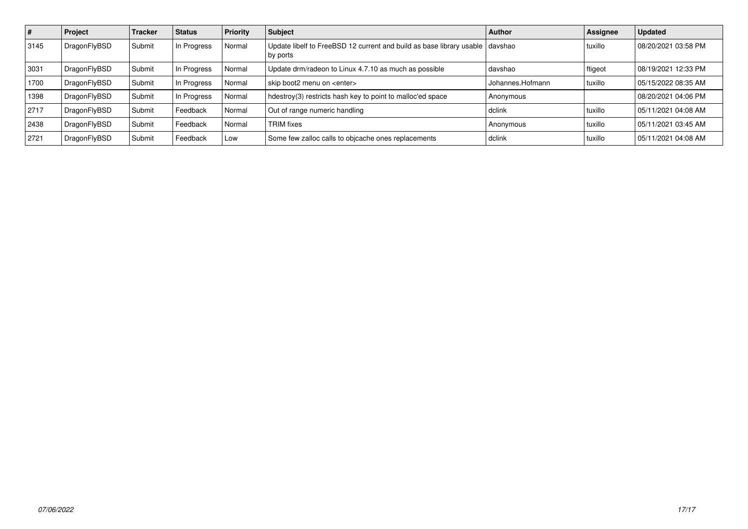| # | Project | Tracker | Status | Priority | Subject | Author | Assignee | Updated |
|---|---|---|---|---|---|---|---|---|
| 3145 | DragonFlyBSD | Submit | In Progress | Normal | Update libelf to FreeBSD 12 current and build as base library usable by ports | davshao | tuxillo | 08/20/2021 03:58 PM |
| 3031 | DragonFlyBSD | Submit | In Progress | Normal | Update drm/radeon to Linux 4.7.10 as much as possible | davshao | ftigeot | 08/19/2021 12:33 PM |
| 1700 | DragonFlyBSD | Submit | In Progress | Normal | skip boot2 menu on <enter> | Johannes.Hofmann | tuxillo | 05/15/2022 08:35 AM |
| 1398 | DragonFlyBSD | Submit | In Progress | Normal | hdestroy(3) restricts hash key to point to malloc'ed space | Anonymous | | 08/20/2021 04:06 PM |
| 2717 | DragonFlyBSD | Submit | Feedback | Normal | Out of range numeric handling | dclink | tuxillo | 05/11/2021 04:08 AM |
| 2438 | DragonFlyBSD | Submit | Feedback | Normal | TRIM fixes | Anonymous | tuxillo | 05/11/2021 03:45 AM |
| 2721 | DragonFlyBSD | Submit | Feedback | Low | Some few zalloc calls to objcache ones replacements | dclink | tuxillo | 05/11/2021 04:08 AM |